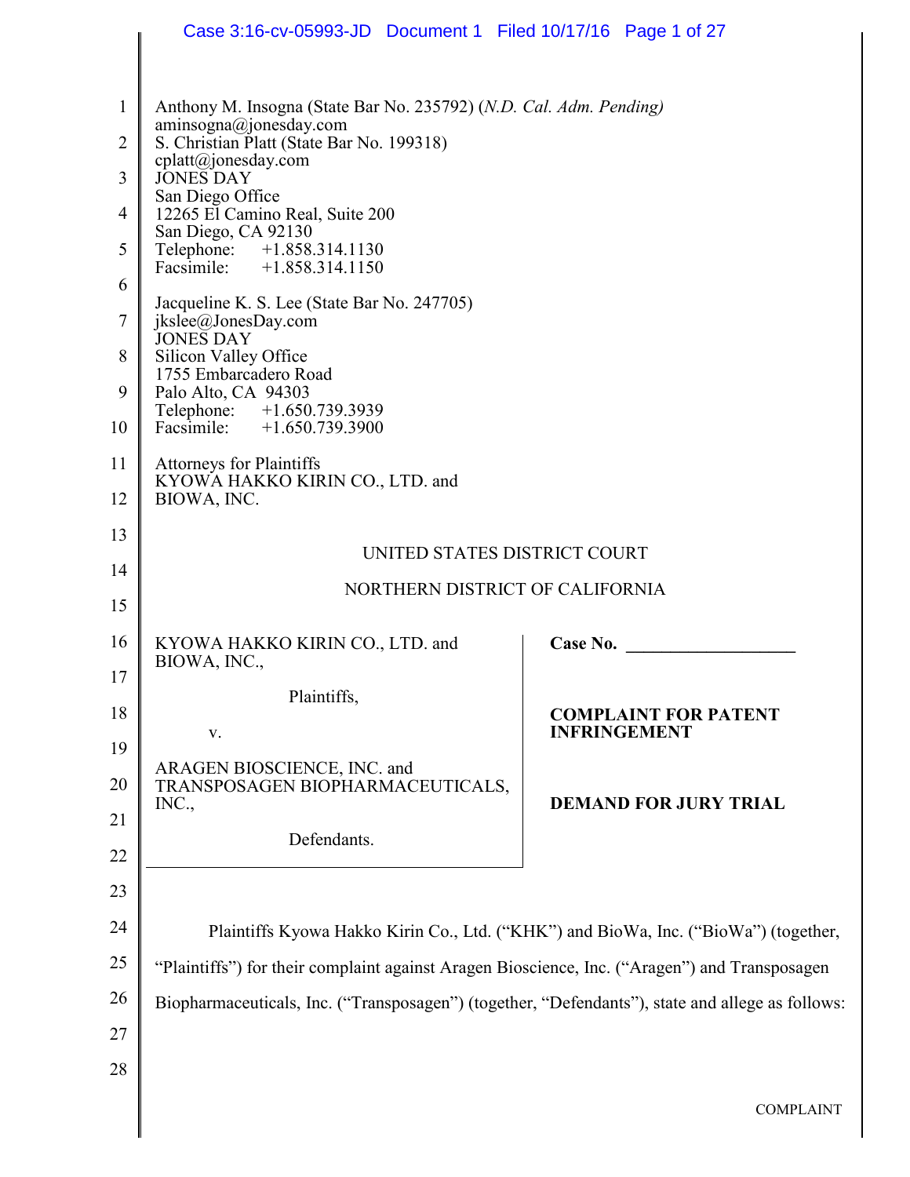Anthony M. Insogna (State Bar No. 235792) (*N.D. Cal. Adm. Pending)*
aminsogna@jonesday.com
S. Christian Platt (State Bar No. 199318)
cplatt@jonesday.com
JONES DAY
San Diego Office
12265 El Camino Real, Suite 200
San Diego, CA 92130
Telephone: +1.858.314.1130
Facsimile: +1.858.314.1150

Jacqueline K. S. Lee (State Bar No. 247705)
jkslee@JonesDay.com
JONES DAY
Silicon Valley Office
1755 Embarcadero Road
Palo Alto, CA 94303
Telephone: +1.650.739.3939
Facsimile: +1.650.739.3900

Attorneys for Plaintiffs
KYOWA HAKKO KIRIN CO., LTD. and
BIOWA, INC.

UNITED STATES DISTRICT COURT

NORTHERN DISTRICT OF CALIFORNIA

KYOWA HAKKO KIRIN CO., LTD. and BIOWA, INC.,

Plaintiffs,

v.

ARAGEN BIOSCIENCE, INC. and TRANSPOSAGEN BIOPHARMACEUTICALS, INC.,

Defendants.

**Case No. ___________________**

**COMPLAINT FOR PATENT INFRINGEMENT**

**DEMAND FOR JURY TRIAL**

Plaintiffs Kyowa Hakko Kirin Co., Ltd. ("KHK") and BioWa, Inc. ("BioWa") (together, "Plaintiffs") for their complaint against Aragen Bioscience, Inc. ("Aragen") and Transposagen Biopharmaceuticals, Inc. ("Transposagen") (together, "Defendants"), state and allege as follows: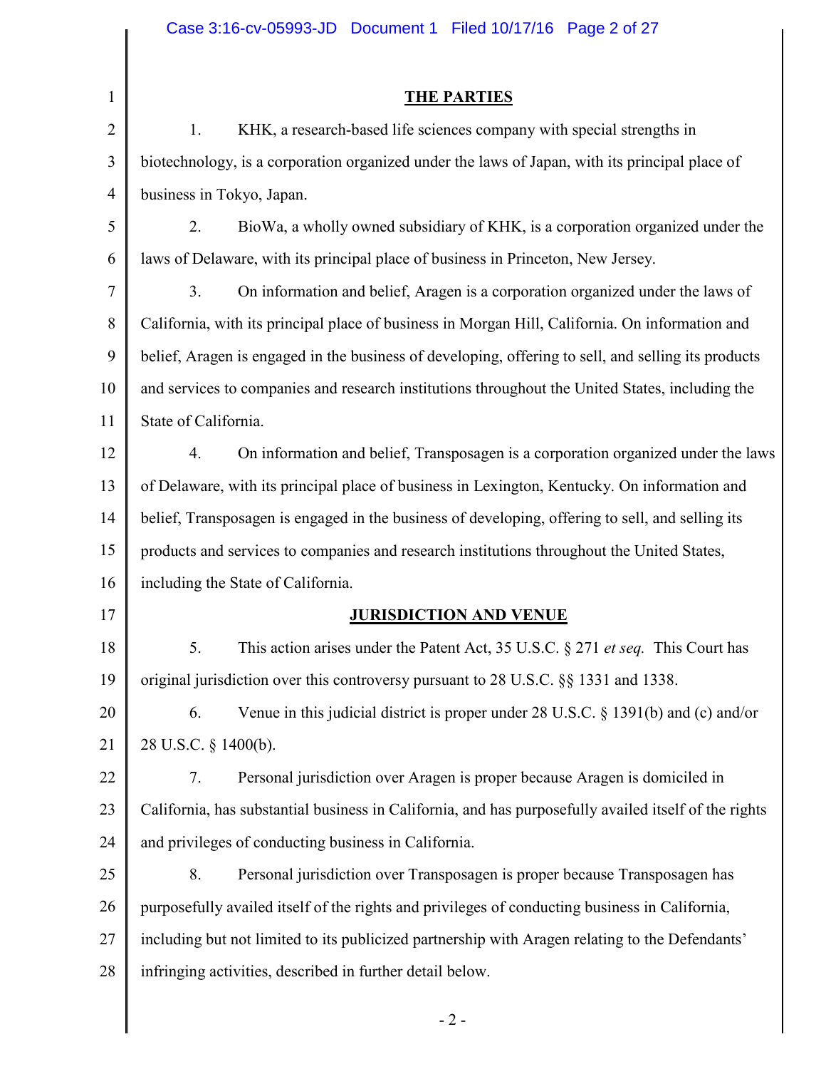## THE PARTIES

1. KHK, a research-based life sciences company with special strengths in biotechnology, is a corporation organized under the laws of Japan, with its principal place of business in Tokyo, Japan.

2. BioWa, a wholly owned subsidiary of KHK, is a corporation organized under the laws of Delaware, with its principal place of business in Princeton, New Jersey.

3. On information and belief, Aragen is a corporation organized under the laws of California, with its principal place of business in Morgan Hill, California. On information and belief, Aragen is engaged in the business of developing, offering to sell, and selling its products and services to companies and research institutions throughout the United States, including the State of California.

4. On information and belief, Transposagen is a corporation organized under the laws of Delaware, with its principal place of business in Lexington, Kentucky. On information and belief, Transposagen is engaged in the business of developing, offering to sell, and selling its products and services to companies and research institutions throughout the United States, including the State of California.

## JURISDICTION AND VENUE

5. This action arises under the Patent Act, 35 U.S.C. § 271 *et seq.* This Court has original jurisdiction over this controversy pursuant to 28 U.S.C. §§ 1331 and 1338.

6. Venue in this judicial district is proper under 28 U.S.C. § 1391(b) and (c) and/or 28 U.S.C. § 1400(b).

7. Personal jurisdiction over Aragen is proper because Aragen is domiciled in California, has substantial business in California, and has purposefully availed itself of the rights and privileges of conducting business in California.

8. Personal jurisdiction over Transposagen is proper because Transposagen has purposefully availed itself of the rights and privileges of conducting business in California, including but not limited to its publicized partnership with Aragen relating to the Defendants' infringing activities, described in further detail below.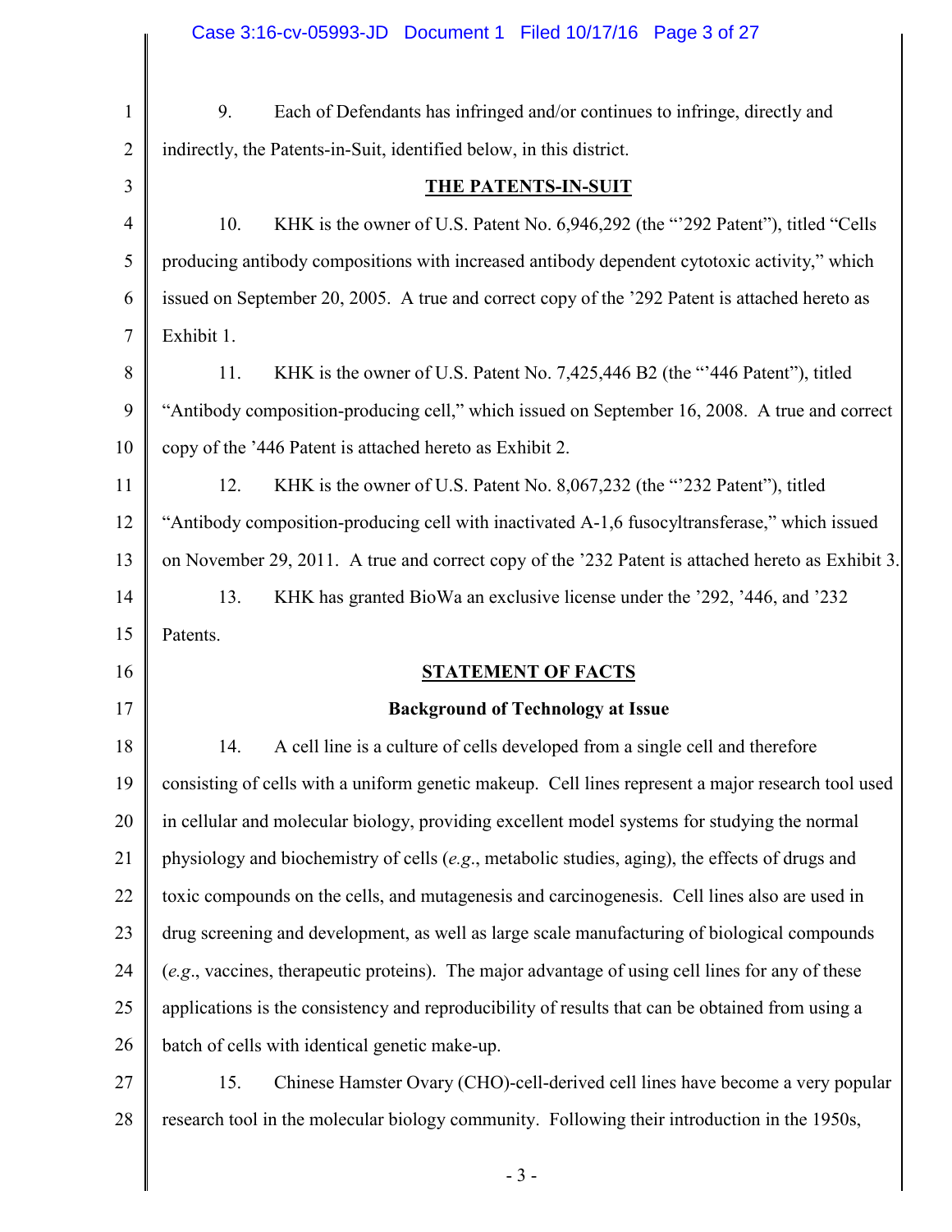9. Each of Defendants has infringed and/or continues to infringe, directly and indirectly, the Patents-in-Suit, identified below, in this district.

## THE PATENTS-IN-SUIT

10. KHK is the owner of U.S. Patent No. 6,946,292 (the "'292 Patent"), titled "Cells producing antibody compositions with increased antibody dependent cytotoxic activity," which issued on September 20, 2005. A true and correct copy of the '292 Patent is attached hereto as Exhibit 1.

11. KHK is the owner of U.S. Patent No. 7,425,446 B2 (the "'446 Patent"), titled "Antibody composition-producing cell," which issued on September 16, 2008. A true and correct copy of the '446 Patent is attached hereto as Exhibit 2.

12. KHK is the owner of U.S. Patent No. 8,067,232 (the "'232 Patent"), titled "Antibody composition-producing cell with inactivated A-1,6 fusocyltransferase," which issued on November 29, 2011. A true and correct copy of the '232 Patent is attached hereto as Exhibit 3.

13. KHK has granted BioWa an exclusive license under the '292, '446, and '232 Patents.

## STATEMENT OF FACTS

### Background of Technology at Issue

14. A cell line is a culture of cells developed from a single cell and therefore consisting of cells with a uniform genetic makeup. Cell lines represent a major research tool used in cellular and molecular biology, providing excellent model systems for studying the normal physiology and biochemistry of cells (*e.g.*, metabolic studies, aging), the effects of drugs and toxic compounds on the cells, and mutagenesis and carcinogenesis. Cell lines also are used in drug screening and development, as well as large scale manufacturing of biological compounds (*e.g.*, vaccines, therapeutic proteins). The major advantage of using cell lines for any of these applications is the consistency and reproducibility of results that can be obtained from using a batch of cells with identical genetic make-up.

15. Chinese Hamster Ovary (CHO)-cell-derived cell lines have become a very popular research tool in the molecular biology community. Following their introduction in the 1950s,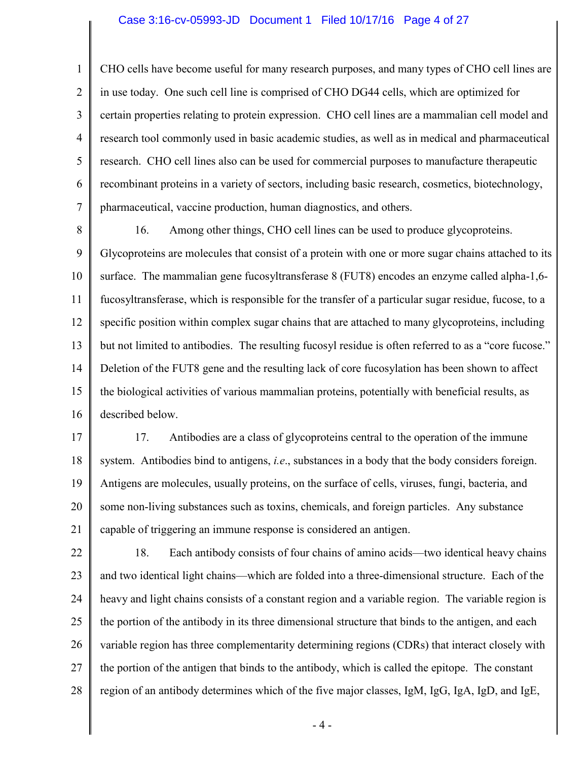CHO cells have become useful for many research purposes, and many types of CHO cell lines are in use today. One such cell line is comprised of CHO DG44 cells, which are optimized for certain properties relating to protein expression. CHO cell lines are a mammalian cell model and research tool commonly used in basic academic studies, as well as in medical and pharmaceutical research. CHO cell lines also can be used for commercial purposes to manufacture therapeutic recombinant proteins in a variety of sectors, including basic research, cosmetics, biotechnology, pharmaceutical, vaccine production, human diagnostics, and others.

16. Among other things, CHO cell lines can be used to produce glycoproteins. Glycoproteins are molecules that consist of a protein with one or more sugar chains attached to its surface. The mammalian gene fucosyltransferase 8 (FUT8) encodes an enzyme called alpha-1,6-fucosyltransferase, which is responsible for the transfer of a particular sugar residue, fucose, to a specific position within complex sugar chains that are attached to many glycoproteins, including but not limited to antibodies. The resulting fucosyl residue is often referred to as a "core fucose." Deletion of the FUT8 gene and the resulting lack of core fucosylation has been shown to affect the biological activities of various mammalian proteins, potentially with beneficial results, as described below.

17. Antibodies are a class of glycoproteins central to the operation of the immune system. Antibodies bind to antigens, *i.e.*, substances in a body that the body considers foreign. Antigens are molecules, usually proteins, on the surface of cells, viruses, fungi, bacteria, and some non-living substances such as toxins, chemicals, and foreign particles. Any substance capable of triggering an immune response is considered an antigen.

18. Each antibody consists of four chains of amino acids—two identical heavy chains and two identical light chains—which are folded into a three-dimensional structure. Each of the heavy and light chains consists of a constant region and a variable region. The variable region is the portion of the antibody in its three dimensional structure that binds to the antigen, and each variable region has three complementarity determining regions (CDRs) that interact closely with the portion of the antigen that binds to the antibody, which is called the epitope. The constant region of an antibody determines which of the five major classes, IgM, IgG, IgA, IgD, and IgE,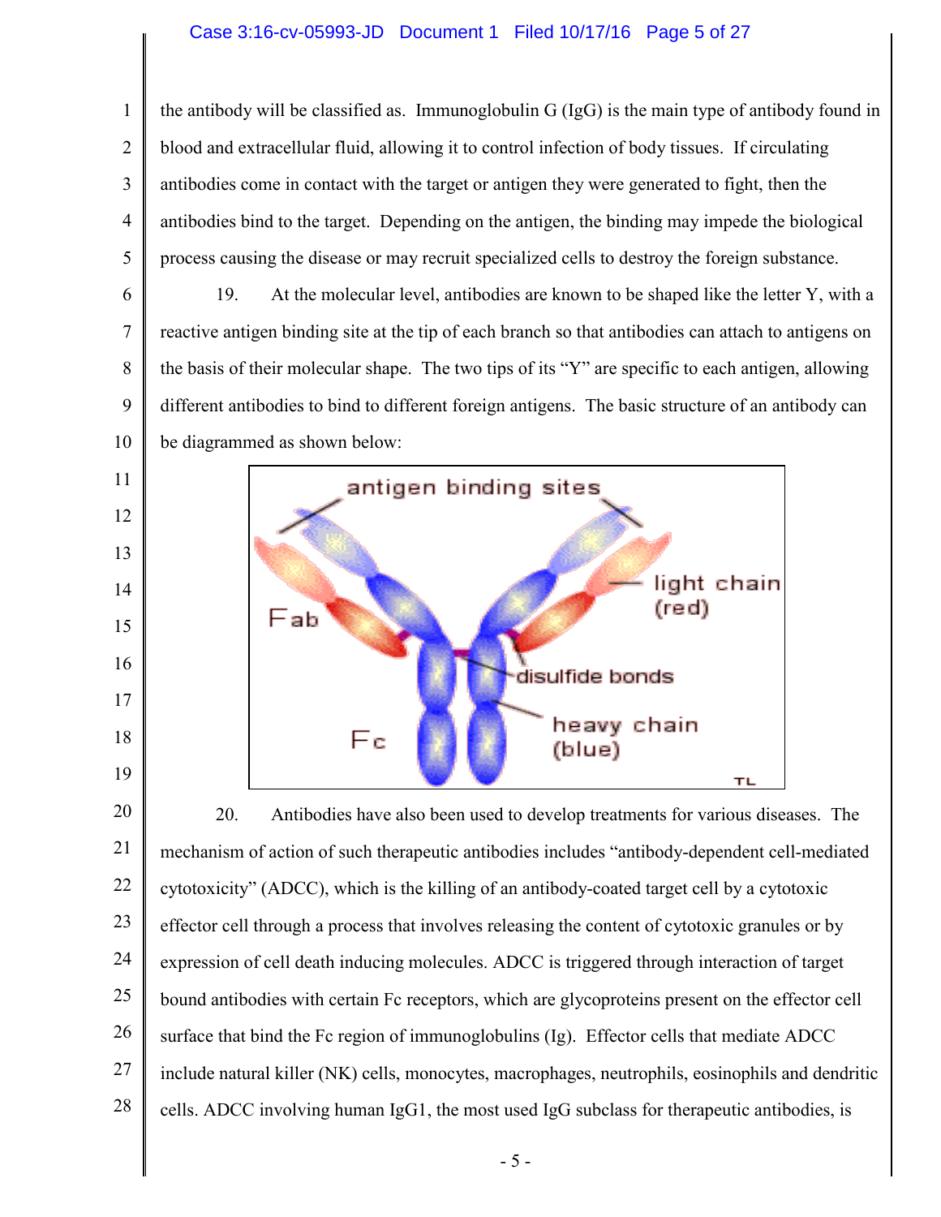the antibody will be classified as. Immunoglobulin G (IgG) is the main type of antibody found in blood and extracellular fluid, allowing it to control infection of body tissues. If circulating antibodies come in contact with the target or antigen they were generated to fight, then the antibodies bind to the target. Depending on the antigen, the binding may impede the biological process causing the disease or may recruit specialized cells to destroy the foreign substance.

19. At the molecular level, antibodies are known to be shaped like the letter Y, with a reactive antigen binding site at the tip of each branch so that antibodies can attach to antigens on the basis of their molecular shape. The two tips of its "Y" are specific to each antigen, allowing different antibodies to bind to different foreign antigens. The basic structure of an antibody can be diagrammed as shown below:

antigen binding sites

light chain (red)

Fab

disulfide bonds

heavy chain (blue)

Fc

TL

20. Antibodies have also been used to develop treatments for various diseases. The mechanism of action of such therapeutic antibodies includes "antibody-dependent cell-mediated cytotoxicity" (ADCC), which is the killing of an antibody-coated target cell by a cytotoxic effector cell through a process that involves releasing the content of cytotoxic granules or by expression of cell death inducing molecules. ADCC is triggered through interaction of target bound antibodies with certain Fc receptors, which are glycoproteins present on the effector cell surface that bind the Fc region of immunoglobulins (Ig). Effector cells that mediate ADCC include natural killer (NK) cells, monocytes, macrophages, neutrophils, eosinophils and dendritic cells. ADCC involving human IgG1, the most used IgG subclass for therapeutic antibodies, is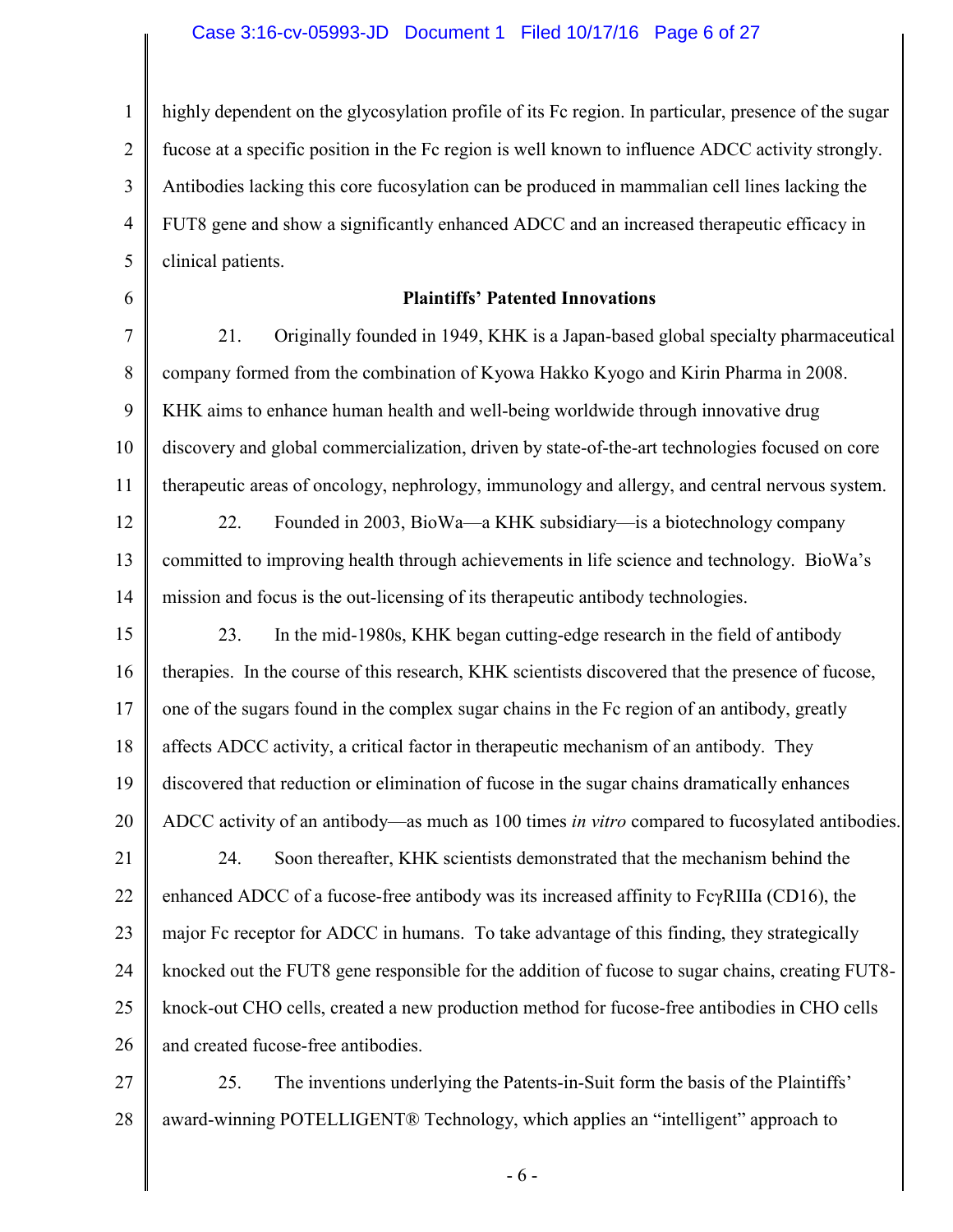highly dependent on the glycosylation profile of its Fc region. In particular, presence of the sugar fucose at a specific position in the Fc region is well known to influence ADCC activity strongly. Antibodies lacking this core fucosylation can be produced in mammalian cell lines lacking the FUT8 gene and show a significantly enhanced ADCC and an increased therapeutic efficacy in clinical patients.

**Plaintiffs' Patented Innovations**

21. Originally founded in 1949, KHK is a Japan-based global specialty pharmaceutical company formed from the combination of Kyowa Hakko Kyogo and Kirin Pharma in 2008. KHK aims to enhance human health and well-being worldwide through innovative drug discovery and global commercialization, driven by state-of-the-art technologies focused on core therapeutic areas of oncology, nephrology, immunology and allergy, and central nervous system.

22. Founded in 2003, BioWa—a KHK subsidiary—is a biotechnology company committed to improving health through achievements in life science and technology. BioWa's mission and focus is the out-licensing of its therapeutic antibody technologies.

23. In the mid-1980s, KHK began cutting-edge research in the field of antibody therapies. In the course of this research, KHK scientists discovered that the presence of fucose, one of the sugars found in the complex sugar chains in the Fc region of an antibody, greatly affects ADCC activity, a critical factor in therapeutic mechanism of an antibody. They discovered that reduction or elimination of fucose in the sugar chains dramatically enhances ADCC activity of an antibody—as much as 100 times *in vitro* compared to fucosylated antibodies.

24. Soon thereafter, KHK scientists demonstrated that the mechanism behind the enhanced ADCC of a fucose-free antibody was its increased affinity to FcγRIIIa (CD16), the major Fc receptor for ADCC in humans. To take advantage of this finding, they strategically knocked out the FUT8 gene responsible for the addition of fucose to sugar chains, creating FUT8-knock-out CHO cells, created a new production method for fucose-free antibodies in CHO cells and created fucose-free antibodies.

25. The inventions underlying the Patents-in-Suit form the basis of the Plaintiffs' award-winning POTELLIGENT® Technology, which applies an "intelligent" approach to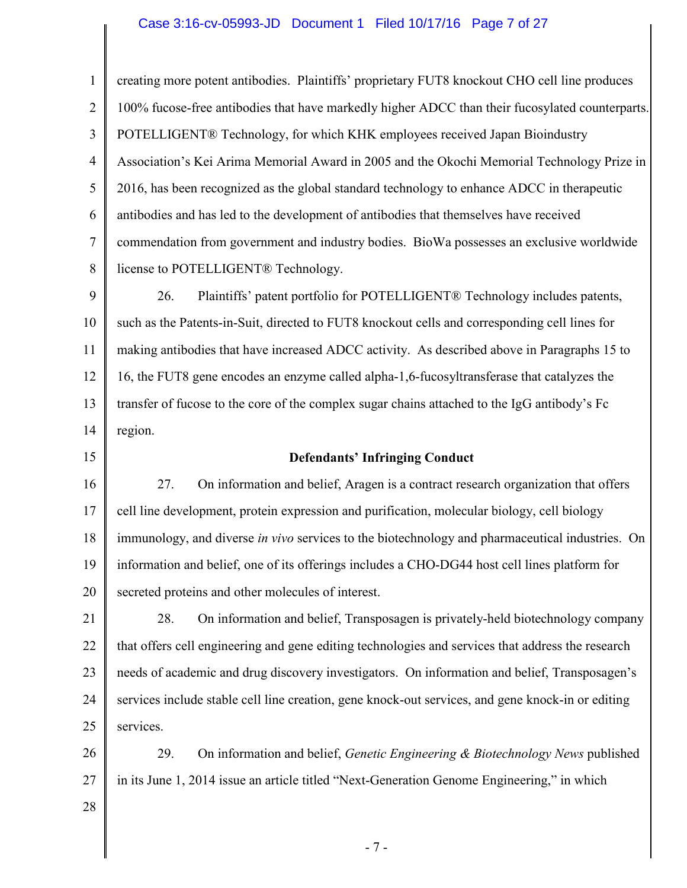creating more potent antibodies. Plaintiffs' proprietary FUT8 knockout CHO cell line produces 100% fucose-free antibodies that have markedly higher ADCC than their fucosylated counterparts. POTELLIGENT® Technology, for which KHK employees received Japan Bioindustry Association's Kei Arima Memorial Award in 2005 and the Okochi Memorial Technology Prize in 2016, has been recognized as the global standard technology to enhance ADCC in therapeutic antibodies and has led to the development of antibodies that themselves have received commendation from government and industry bodies. BioWa possesses an exclusive worldwide license to POTELLIGENT® Technology.

26. Plaintiffs' patent portfolio for POTELLIGENT® Technology includes patents, such as the Patents-in-Suit, directed to FUT8 knockout cells and corresponding cell lines for making antibodies that have increased ADCC activity. As described above in Paragraphs 15 to 16, the FUT8 gene encodes an enzyme called alpha-1,6-fucosyltransferase that catalyzes the transfer of fucose to the core of the complex sugar chains attached to the IgG antibody's Fc region.

**Defendants' Infringing Conduct**

27. On information and belief, Aragen is a contract research organization that offers cell line development, protein expression and purification, molecular biology, cell biology immunology, and diverse *in vivo* services to the biotechnology and pharmaceutical industries. On information and belief, one of its offerings includes a CHO-DG44 host cell lines platform for secreted proteins and other molecules of interest.

28. On information and belief, Transposagen is privately-held biotechnology company that offers cell engineering and gene editing technologies and services that address the research needs of academic and drug discovery investigators. On information and belief, Transposagen's services include stable cell line creation, gene knock-out services, and gene knock-in or editing services.

29. On information and belief, *Genetic Engineering & Biotechnology News* published in its June 1, 2014 issue an article titled "Next-Generation Genome Engineering," in which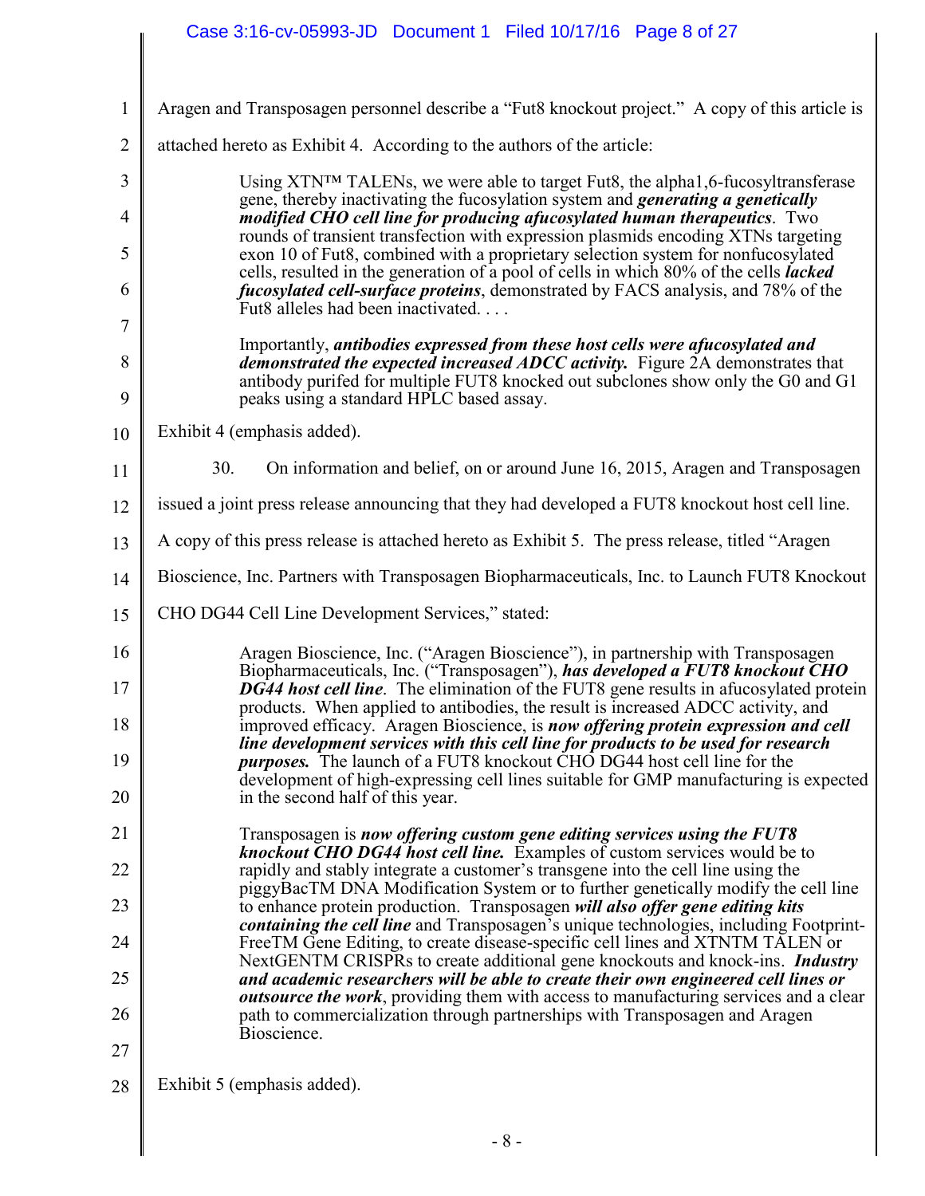Aragen and Transposagen personnel describe a "Fut8 knockout project." A copy of this article is attached hereto as Exhibit 4. According to the authors of the article:

> Using XTN™ TALENs, we were able to target Fut8, the alpha1,6-fucosyltransferase gene, thereby inactivating the fucosylation system and ***generating a genetically modified CHO cell line for producing afucosylated human therapeutics***. Two rounds of transient transfection with expression plasmids encoding XTNs targeting exon 10 of Fut8, combined with a proprietary selection system for nonfucosylated cells, resulted in the generation of a pool of cells in which 80% of the cells ***lacked fucosylated cell-surface proteins***, demonstrated by FACS analysis, and 78% of the Fut8 alleles had been inactivated. . . .
>
> Importantly, ***antibodies expressed from these host cells were afucosylated and demonstrated the expected increased ADCC activity.*** Figure 2A demonstrates that antibody purifed for multiple FUT8 knocked out subclones show only the G0 and G1 peaks using a standard HPLC based assay.

Exhibit 4 (emphasis added).

30. On information and belief, on or around June 16, 2015, Aragen and Transposagen issued a joint press release announcing that they had developed a FUT8 knockout host cell line. A copy of this press release is attached hereto as Exhibit 5. The press release, titled "Aragen Bioscience, Inc. Partners with Transposagen Biopharmaceuticals, Inc. to Launch FUT8 Knockout CHO DG44 Cell Line Development Services," stated:

> Aragen Bioscience, Inc. ("Aragen Bioscience"), in partnership with Transposagen Biopharmaceuticals, Inc. ("Transposagen"), ***has developed a FUT8 knockout CHO DG44 host cell line***. The elimination of the FUT8 gene results in afucosylated protein products. When applied to antibodies, the result is increased ADCC activity, and improved efficacy. Aragen Bioscience, is ***now offering protein expression and cell line development services with this cell line for products to be used for research purposes.*** The launch of a FUT8 knockout CHO DG44 host cell line for the development of high-expressing cell lines suitable for GMP manufacturing is expected in the second half of this year.
>
> Transposagen is ***now offering custom gene editing services using the FUT8 knockout CHO DG44 host cell line.*** Examples of custom services would be to rapidly and stably integrate a customer's transgene into the cell line using the piggyBacTM DNA Modification System or to further genetically modify the cell line to enhance protein production. Transposagen ***will also offer gene editing kits containing the cell line*** and Transposagen's unique technologies, including Footprint-FreeTM Gene Editing, to create disease-specific cell lines and XTNTM TALEN or NextGENTM CRISPRs to create additional gene knockouts and knock-ins. ***Industry and academic researchers will be able to create their own engineered cell lines or outsource the work***, providing them with access to manufacturing services and a clear path to commercialization through partnerships with Transposagen and Aragen Bioscience.

Exhibit 5 (emphasis added).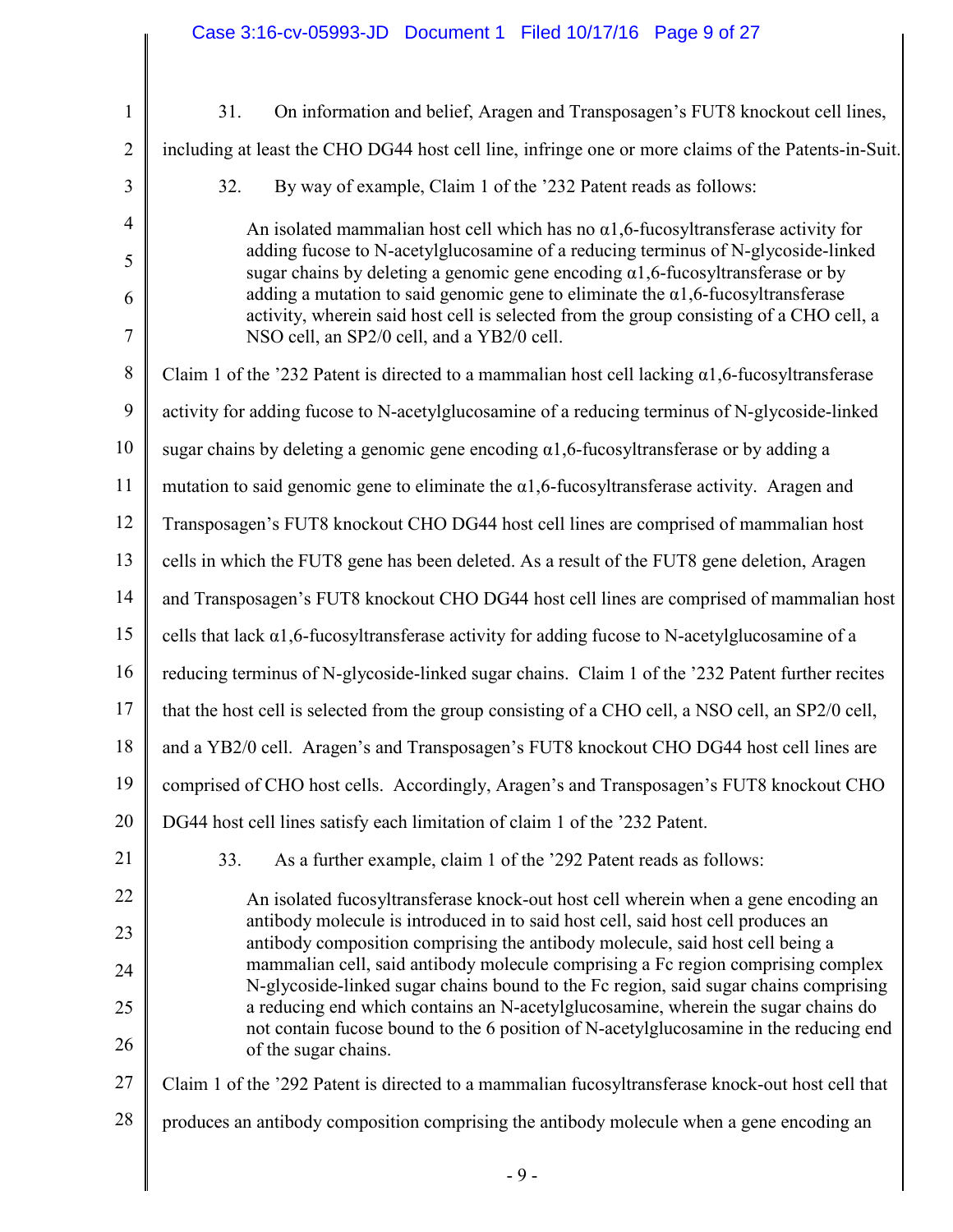31. On information and belief, Aragen and Transposagen's FUT8 knockout cell lines, including at least the CHO DG44 host cell line, infringe one or more claims of the Patents-in-Suit.

32. By way of example, Claim 1 of the '232 Patent reads as follows:

> An isolated mammalian host cell which has no α1,6-fucosyltransferase activity for adding fucose to N-acetylglucosamine of a reducing terminus of N-glycoside-linked sugar chains by deleting a genomic gene encoding α1,6-fucosyltransferase or by adding a mutation to said genomic gene to eliminate the α1,6-fucosyltransferase activity, wherein said host cell is selected from the group consisting of a CHO cell, a NSO cell, an SP2/0 cell, and a YB2/0 cell.

Claim 1 of the '232 Patent is directed to a mammalian host cell lacking α1,6-fucosyltransferase activity for adding fucose to N-acetylglucosamine of a reducing terminus of N-glycoside-linked sugar chains by deleting a genomic gene encoding α1,6-fucosyltransferase or by adding a mutation to said genomic gene to eliminate the α1,6-fucosyltransferase activity. Aragen and Transposagen's FUT8 knockout CHO DG44 host cell lines are comprised of mammalian host cells in which the FUT8 gene has been deleted. As a result of the FUT8 gene deletion, Aragen and Transposagen's FUT8 knockout CHO DG44 host cell lines are comprised of mammalian host cells that lack α1,6-fucosyltransferase activity for adding fucose to N-acetylglucosamine of a reducing terminus of N-glycoside-linked sugar chains. Claim 1 of the '232 Patent further recites that the host cell is selected from the group consisting of a CHO cell, a NSO cell, an SP2/0 cell, and a YB2/0 cell. Aragen's and Transposagen's FUT8 knockout CHO DG44 host cell lines are comprised of CHO host cells. Accordingly, Aragen's and Transposagen's FUT8 knockout CHO DG44 host cell lines satisfy each limitation of claim 1 of the '232 Patent.

33. As a further example, claim 1 of the '292 Patent reads as follows:

> An isolated fucosyltransferase knock-out host cell wherein when a gene encoding an antibody molecule is introduced in to said host cell, said host cell produces an antibody composition comprising the antibody molecule, said host cell being a mammalian cell, said antibody molecule comprising a Fc region comprising complex N-glycoside-linked sugar chains bound to the Fc region, said sugar chains comprising a reducing end which contains an N-acetylglucosamine, wherein the sugar chains do not contain fucose bound to the 6 position of N-acetylglucosamine in the reducing end of the sugar chains.

Claim 1 of the '292 Patent is directed to a mammalian fucosyltransferase knock-out host cell that produces an antibody composition comprising the antibody molecule when a gene encoding an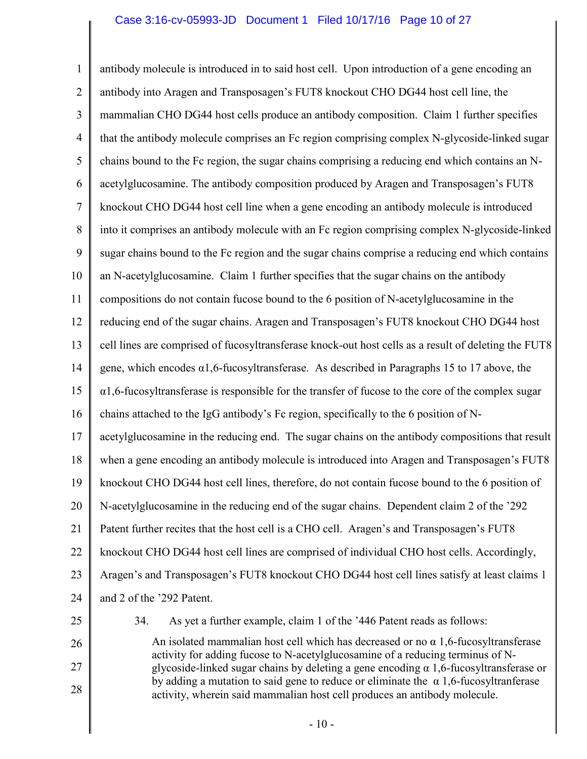antibody molecule is introduced in to said host cell. Upon introduction of a gene encoding an antibody into Aragen and Transposagen's FUT8 knockout CHO DG44 host cell line, the mammalian CHO DG44 host cells produce an antibody composition. Claim 1 further specifies that the antibody molecule comprises an Fc region comprising complex N-glycoside-linked sugar chains bound to the Fc region, the sugar chains comprising a reducing end which contains an N-acetylglucosamine. The antibody composition produced by Aragen and Transposagen's FUT8 knockout CHO DG44 host cell line when a gene encoding an antibody molecule is introduced into it comprises an antibody molecule with an Fc region comprising complex N-glycoside-linked sugar chains bound to the Fc region and the sugar chains comprise a reducing end which contains an N-acetylglucosamine. Claim 1 further specifies that the sugar chains on the antibody compositions do not contain fucose bound to the 6 position of N-acetylglucosamine in the reducing end of the sugar chains. Aragen and Transposagen's FUT8 knockout CHO DG44 host cell lines are comprised of fucosyltransferase knock-out host cells as a result of deleting the FUT8 gene, which encodes α1,6-fucosyltransferase. As described in Paragraphs 15 to 17 above, the α1,6-fucosyltransferase is responsible for the transfer of fucose to the core of the complex sugar chains attached to the IgG antibody's Fc region, specifically to the 6 position of N-acetylglucosamine in the reducing end. The sugar chains on the antibody compositions that result when a gene encoding an antibody molecule is introduced into Aragen and Transposagen's FUT8 knockout CHO DG44 host cell lines, therefore, do not contain fucose bound to the 6 position of N-acetylglucosamine in the reducing end of the sugar chains. Dependent claim 2 of the '292 Patent further recites that the host cell is a CHO cell. Aragen's and Transposagen's FUT8 knockout CHO DG44 host cell lines are comprised of individual CHO host cells. Accordingly, Aragen's and Transposagen's FUT8 knockout CHO DG44 host cell lines satisfy at least claims 1 and 2 of the '292 Patent.

34. As yet a further example, claim 1 of the '446 Patent reads as follows:

> An isolated mammalian host cell which has decreased or no α 1,6-fucosyltransferase activity for adding fucose to N-acetylglucosamine of a reducing terminus of N-glycoside-linked sugar chains by deleting a gene encoding α 1,6-fucosyltransferase or by adding a mutation to said gene to reduce or eliminate the α 1,6-fucosyltranferase activity, wherein said mammalian host cell produces an antibody molecule.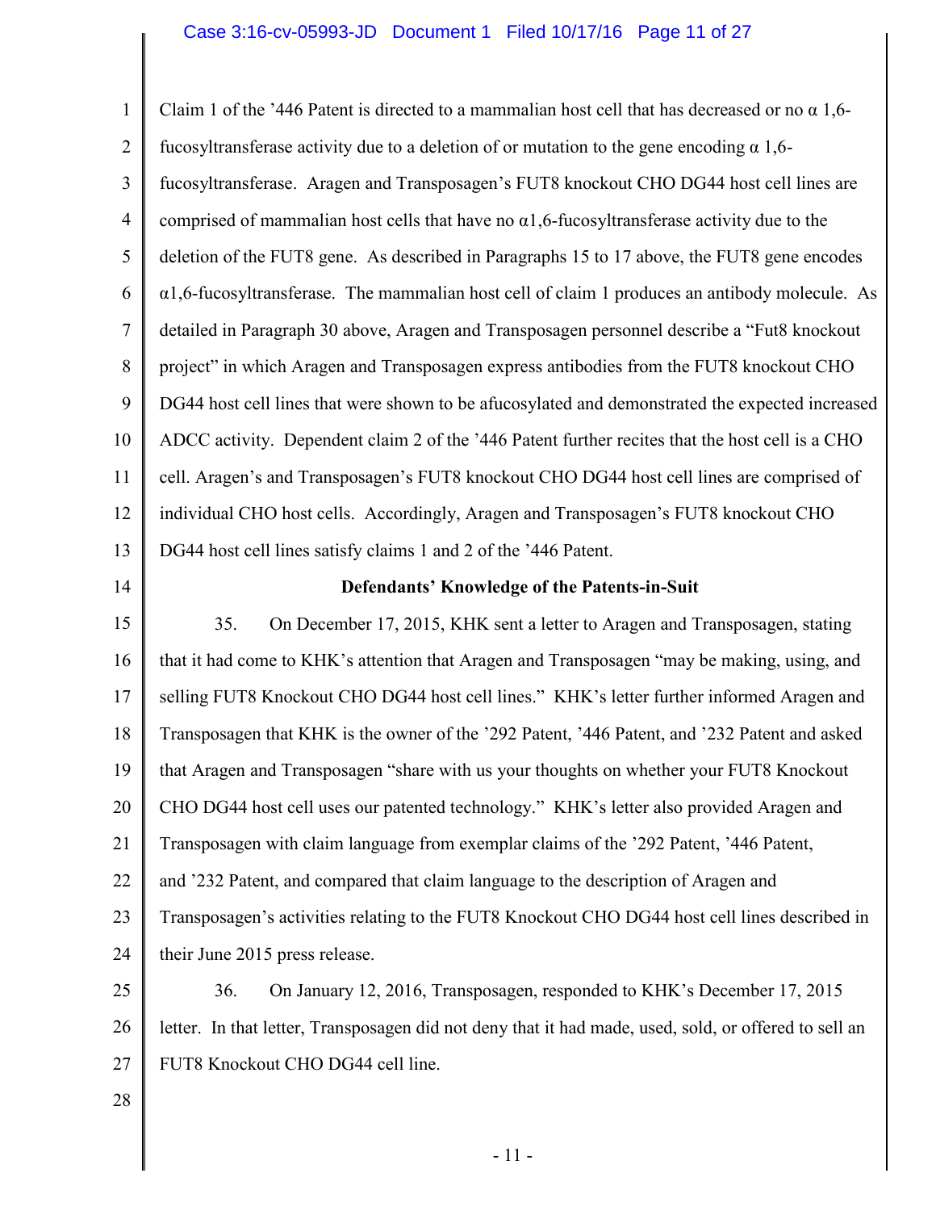Claim 1 of the ’446 Patent is directed to a mammalian host cell that has decreased or no α 1,6-fucosyltransferase activity due to a deletion of or mutation to the gene encoding α 1,6-fucosyltransferase. Aragen and Transposagen’s FUT8 knockout CHO DG44 host cell lines are comprised of mammalian host cells that have no α1,6-fucosyltransferase activity due to the deletion of the FUT8 gene. As described in Paragraphs 15 to 17 above, the FUT8 gene encodes α1,6-fucosyltransferase. The mammalian host cell of claim 1 produces an antibody molecule. As detailed in Paragraph 30 above, Aragen and Transposagen personnel describe a “Fut8 knockout project” in which Aragen and Transposagen express antibodies from the FUT8 knockout CHO DG44 host cell lines that were shown to be afucosylated and demonstrated the expected increased ADCC activity. Dependent claim 2 of the ’446 Patent further recites that the host cell is a CHO cell. Aragen’s and Transposagen’s FUT8 knockout CHO DG44 host cell lines are comprised of individual CHO host cells. Accordingly, Aragen and Transposagen’s FUT8 knockout CHO DG44 host cell lines satisfy claims 1 and 2 of the ’446 Patent.

**Defendants’ Knowledge of the Patents-in-Suit**

35. On December 17, 2015, KHK sent a letter to Aragen and Transposagen, stating that it had come to KHK’s attention that Aragen and Transposagen “may be making, using, and selling FUT8 Knockout CHO DG44 host cell lines.” KHK’s letter further informed Aragen and Transposagen that KHK is the owner of the ’292 Patent, ’446 Patent, and ’232 Patent and asked that Aragen and Transposagen “share with us your thoughts on whether your FUT8 Knockout CHO DG44 host cell uses our patented technology.” KHK’s letter also provided Aragen and Transposagen with claim language from exemplar claims of the ’292 Patent, ’446 Patent, and ’232 Patent, and compared that claim language to the description of Aragen and Transposagen’s activities relating to the FUT8 Knockout CHO DG44 host cell lines described in their June 2015 press release.

36. On January 12, 2016, Transposagen, responded to KHK’s December 17, 2015 letter. In that letter, Transposagen did not deny that it had made, used, sold, or offered to sell an FUT8 Knockout CHO DG44 cell line.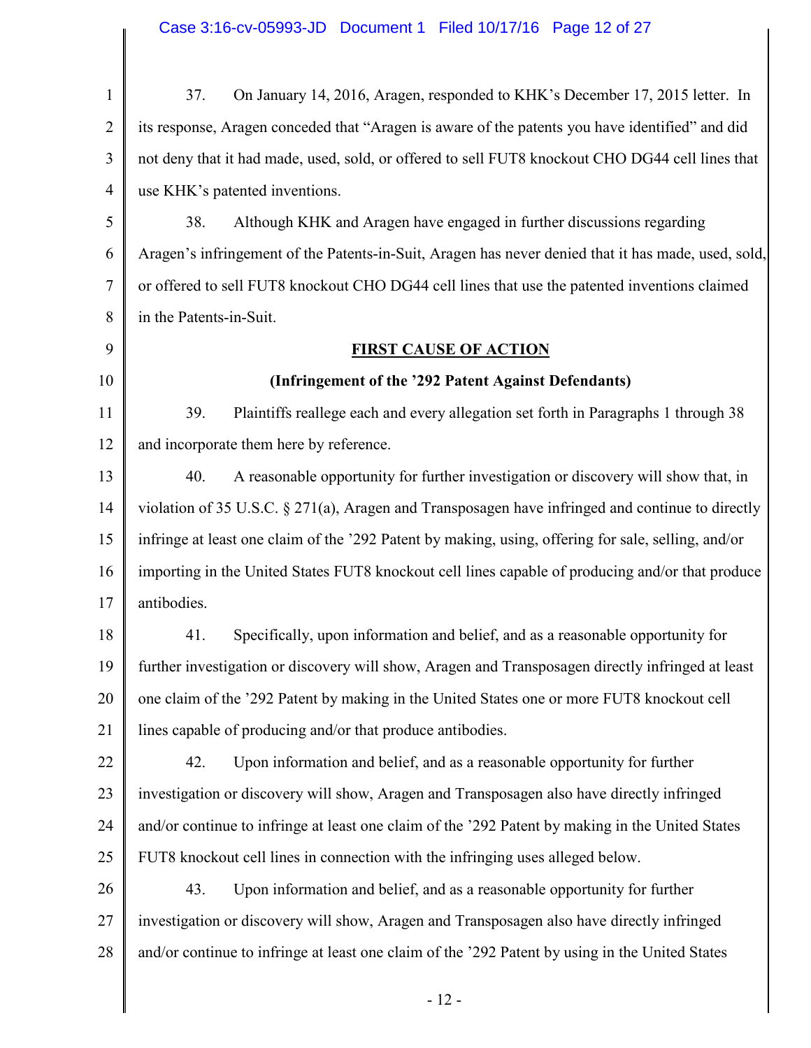37. On January 14, 2016, Aragen, responded to KHK's December 17, 2015 letter. In its response, Aragen conceded that "Aragen is aware of the patents you have identified" and did not deny that it had made, used, sold, or offered to sell FUT8 knockout CHO DG44 cell lines that use KHK's patented inventions.

38. Although KHK and Aragen have engaged in further discussions regarding Aragen's infringement of the Patents-in-Suit, Aragen has never denied that it has made, used, sold, or offered to sell FUT8 knockout CHO DG44 cell lines that use the patented inventions claimed in the Patents-in-Suit.

## FIRST CAUSE OF ACTION

### (Infringement of the '292 Patent Against Defendants)

39. Plaintiffs reallege each and every allegation set forth in Paragraphs 1 through 38 and incorporate them here by reference.

40. A reasonable opportunity for further investigation or discovery will show that, in violation of 35 U.S.C. § 271(a), Aragen and Transposagen have infringed and continue to directly infringe at least one claim of the '292 Patent by making, using, offering for sale, selling, and/or importing in the United States FUT8 knockout cell lines capable of producing and/or that produce antibodies.

41. Specifically, upon information and belief, and as a reasonable opportunity for further investigation or discovery will show, Aragen and Transposagen directly infringed at least one claim of the '292 Patent by making in the United States one or more FUT8 knockout cell lines capable of producing and/or that produce antibodies.

42. Upon information and belief, and as a reasonable opportunity for further investigation or discovery will show, Aragen and Transposagen also have directly infringed and/or continue to infringe at least one claim of the '292 Patent by making in the United States FUT8 knockout cell lines in connection with the infringing uses alleged below.

43. Upon information and belief, and as a reasonable opportunity for further investigation or discovery will show, Aragen and Transposagen also have directly infringed and/or continue to infringe at least one claim of the '292 Patent by using in the United States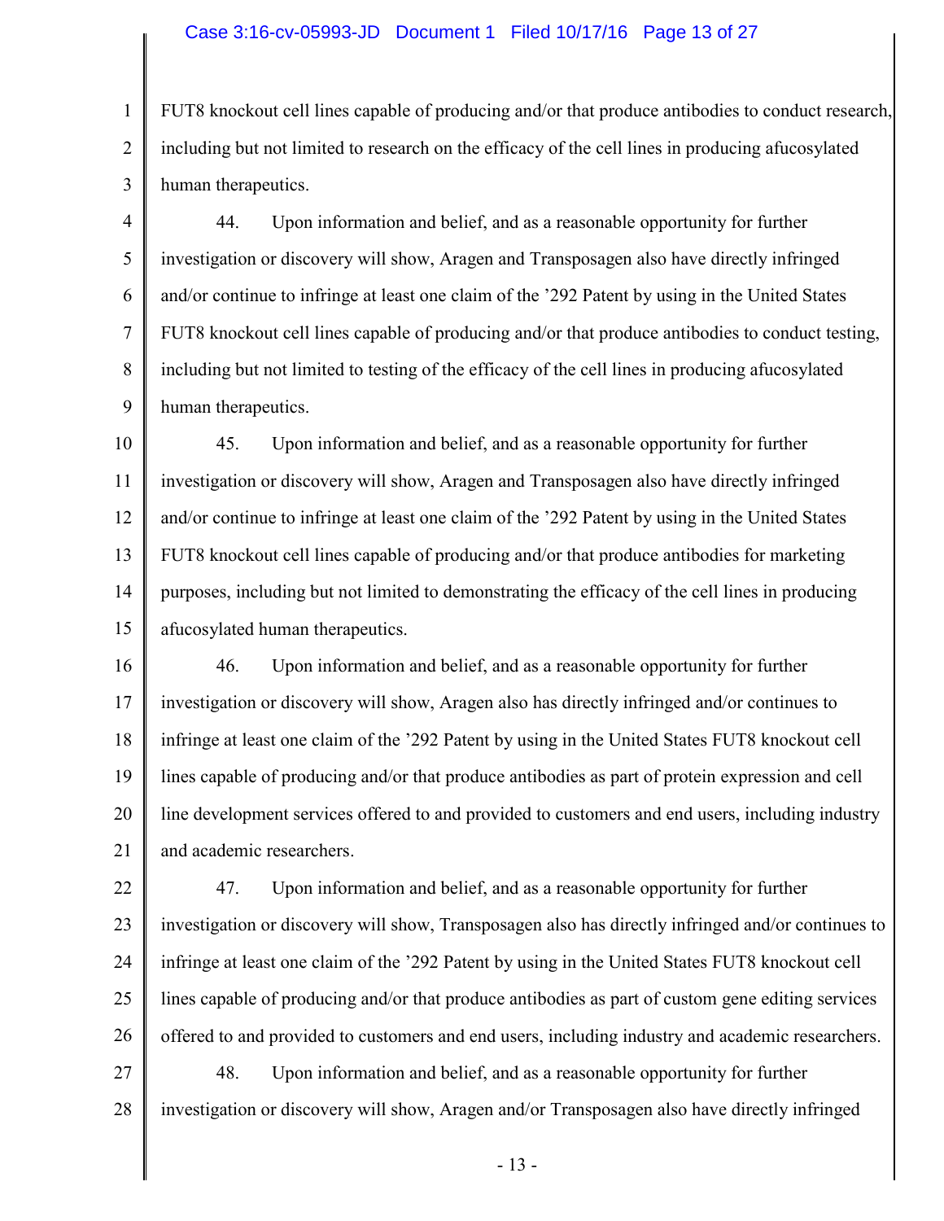FUT8 knockout cell lines capable of producing and/or that produce antibodies to conduct research, including but not limited to research on the efficacy of the cell lines in producing afucosylated human therapeutics.

44. Upon information and belief, and as a reasonable opportunity for further investigation or discovery will show, Aragen and Transposagen also have directly infringed and/or continue to infringe at least one claim of the ’292 Patent by using in the United States FUT8 knockout cell lines capable of producing and/or that produce antibodies to conduct testing, including but not limited to testing of the efficacy of the cell lines in producing afucosylated human therapeutics.

45. Upon information and belief, and as a reasonable opportunity for further investigation or discovery will show, Aragen and Transposagen also have directly infringed and/or continue to infringe at least one claim of the ’292 Patent by using in the United States FUT8 knockout cell lines capable of producing and/or that produce antibodies for marketing purposes, including but not limited to demonstrating the efficacy of the cell lines in producing afucosylated human therapeutics.

46. Upon information and belief, and as a reasonable opportunity for further investigation or discovery will show, Aragen also has directly infringed and/or continues to infringe at least one claim of the ’292 Patent by using in the United States FUT8 knockout cell lines capable of producing and/or that produce antibodies as part of protein expression and cell line development services offered to and provided to customers and end users, including industry and academic researchers.

47. Upon information and belief, and as a reasonable opportunity for further investigation or discovery will show, Transposagen also has directly infringed and/or continues to infringe at least one claim of the ’292 Patent by using in the United States FUT8 knockout cell lines capable of producing and/or that produce antibodies as part of custom gene editing services offered to and provided to customers and end users, including industry and academic researchers.

48. Upon information and belief, and as a reasonable opportunity for further investigation or discovery will show, Aragen and/or Transposagen also have directly infringed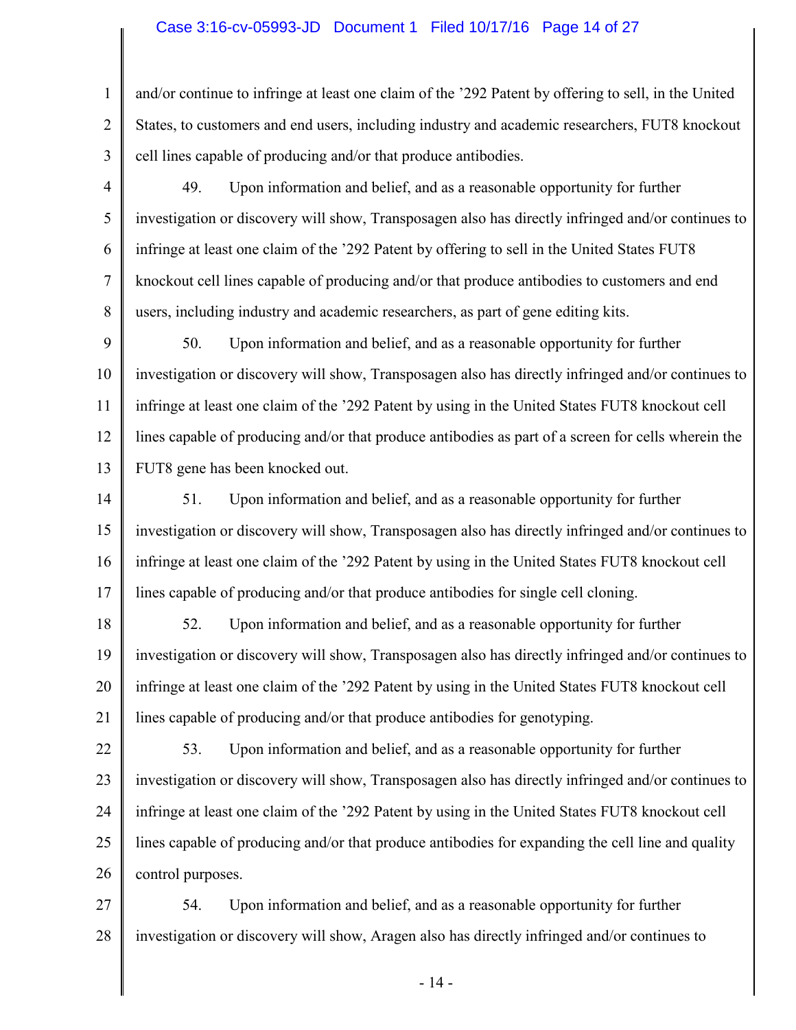and/or continue to infringe at least one claim of the '292 Patent by offering to sell, in the United States, to customers and end users, including industry and academic researchers, FUT8 knockout cell lines capable of producing and/or that produce antibodies.

49. Upon information and belief, and as a reasonable opportunity for further investigation or discovery will show, Transposagen also has directly infringed and/or continues to infringe at least one claim of the '292 Patent by offering to sell in the United States FUT8 knockout cell lines capable of producing and/or that produce antibodies to customers and end users, including industry and academic researchers, as part of gene editing kits.

50. Upon information and belief, and as a reasonable opportunity for further investigation or discovery will show, Transposagen also has directly infringed and/or continues to infringe at least one claim of the '292 Patent by using in the United States FUT8 knockout cell lines capable of producing and/or that produce antibodies as part of a screen for cells wherein the FUT8 gene has been knocked out.

51. Upon information and belief, and as a reasonable opportunity for further investigation or discovery will show, Transposagen also has directly infringed and/or continues to infringe at least one claim of the '292 Patent by using in the United States FUT8 knockout cell lines capable of producing and/or that produce antibodies for single cell cloning.

52. Upon information and belief, and as a reasonable opportunity for further investigation or discovery will show, Transposagen also has directly infringed and/or continues to infringe at least one claim of the '292 Patent by using in the United States FUT8 knockout cell lines capable of producing and/or that produce antibodies for genotyping.

53. Upon information and belief, and as a reasonable opportunity for further investigation or discovery will show, Transposagen also has directly infringed and/or continues to infringe at least one claim of the '292 Patent by using in the United States FUT8 knockout cell lines capable of producing and/or that produce antibodies for expanding the cell line and quality control purposes.

54. Upon information and belief, and as a reasonable opportunity for further investigation or discovery will show, Aragen also has directly infringed and/or continues to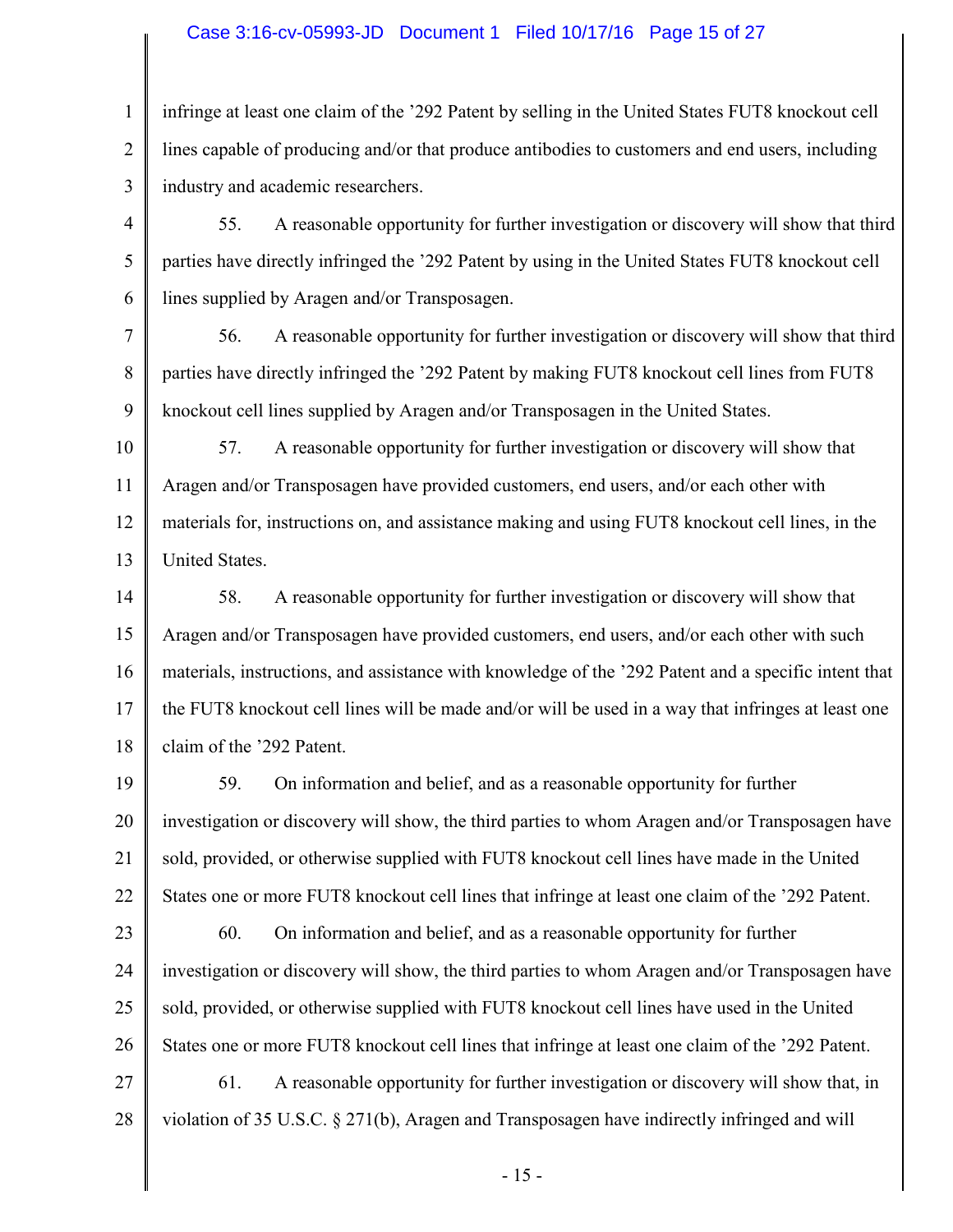infringe at least one claim of the '292 Patent by selling in the United States FUT8 knockout cell lines capable of producing and/or that produce antibodies to customers and end users, including industry and academic researchers.

55. A reasonable opportunity for further investigation or discovery will show that third parties have directly infringed the '292 Patent by using in the United States FUT8 knockout cell lines supplied by Aragen and/or Transposagen.

56. A reasonable opportunity for further investigation or discovery will show that third parties have directly infringed the '292 Patent by making FUT8 knockout cell lines from FUT8 knockout cell lines supplied by Aragen and/or Transposagen in the United States.

57. A reasonable opportunity for further investigation or discovery will show that Aragen and/or Transposagen have provided customers, end users, and/or each other with materials for, instructions on, and assistance making and using FUT8 knockout cell lines, in the United States.

58. A reasonable opportunity for further investigation or discovery will show that Aragen and/or Transposagen have provided customers, end users, and/or each other with such materials, instructions, and assistance with knowledge of the '292 Patent and a specific intent that the FUT8 knockout cell lines will be made and/or will be used in a way that infringes at least one claim of the '292 Patent.

59. On information and belief, and as a reasonable opportunity for further investigation or discovery will show, the third parties to whom Aragen and/or Transposagen have sold, provided, or otherwise supplied with FUT8 knockout cell lines have made in the United States one or more FUT8 knockout cell lines that infringe at least one claim of the '292 Patent.

60. On information and belief, and as a reasonable opportunity for further investigation or discovery will show, the third parties to whom Aragen and/or Transposagen have sold, provided, or otherwise supplied with FUT8 knockout cell lines have used in the United States one or more FUT8 knockout cell lines that infringe at least one claim of the '292 Patent.

61. A reasonable opportunity for further investigation or discovery will show that, in violation of 35 U.S.C. § 271(b), Aragen and Transposagen have indirectly infringed and will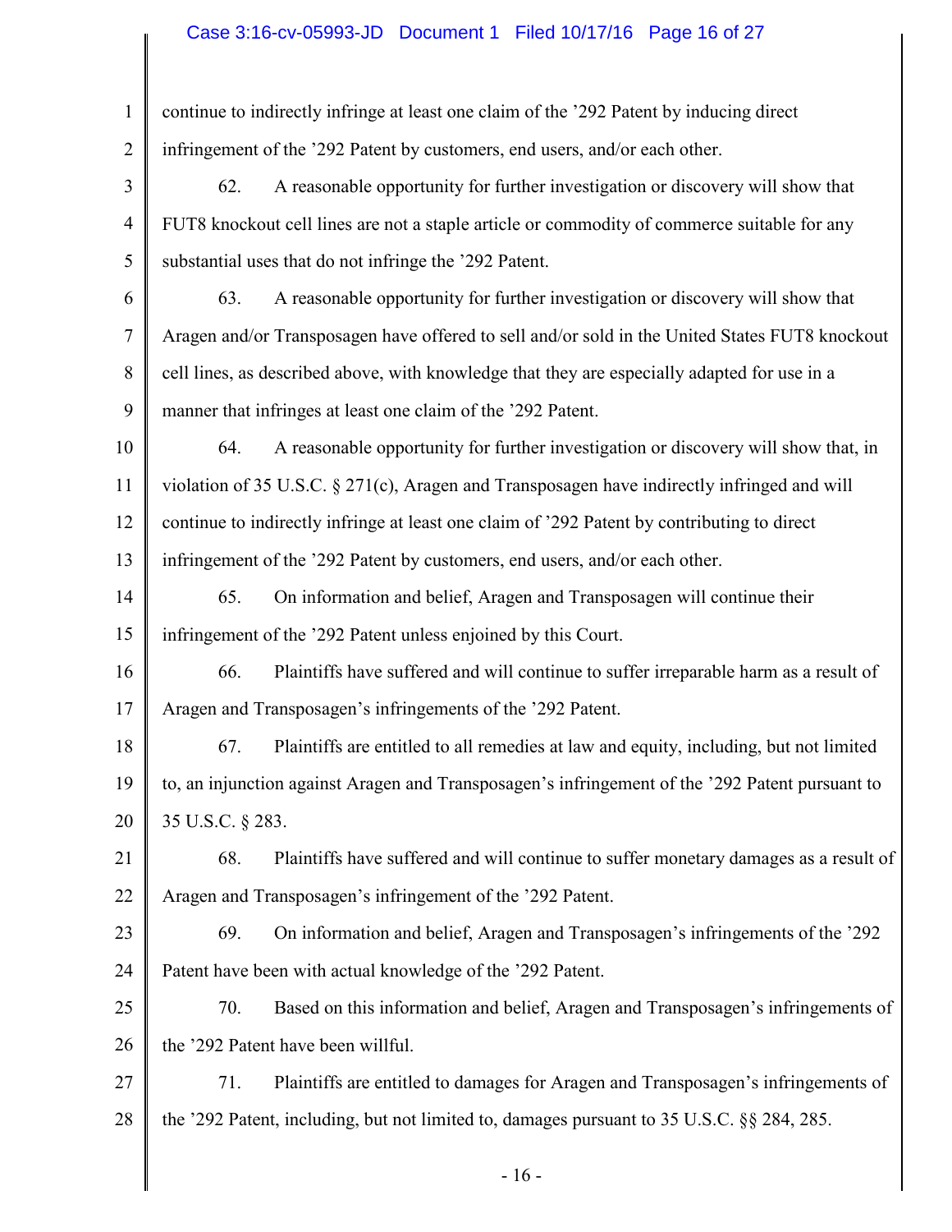continue to indirectly infringe at least one claim of the '292 Patent by inducing direct infringement of the '292 Patent by customers, end users, and/or each other.

62. A reasonable opportunity for further investigation or discovery will show that FUT8 knockout cell lines are not a staple article or commodity of commerce suitable for any substantial uses that do not infringe the '292 Patent.

63. A reasonable opportunity for further investigation or discovery will show that Aragen and/or Transposagen have offered to sell and/or sold in the United States FUT8 knockout cell lines, as described above, with knowledge that they are especially adapted for use in a manner that infringes at least one claim of the '292 Patent.

64. A reasonable opportunity for further investigation or discovery will show that, in violation of 35 U.S.C. § 271(c), Aragen and Transposagen have indirectly infringed and will continue to indirectly infringe at least one claim of '292 Patent by contributing to direct infringement of the '292 Patent by customers, end users, and/or each other.

65. On information and belief, Aragen and Transposagen will continue their infringement of the '292 Patent unless enjoined by this Court.

66. Plaintiffs have suffered and will continue to suffer irreparable harm as a result of Aragen and Transposagen's infringements of the '292 Patent.

67. Plaintiffs are entitled to all remedies at law and equity, including, but not limited to, an injunction against Aragen and Transposagen's infringement of the '292 Patent pursuant to 35 U.S.C. § 283.

68. Plaintiffs have suffered and will continue to suffer monetary damages as a result of Aragen and Transposagen's infringement of the '292 Patent.

69. On information and belief, Aragen and Transposagen's infringements of the '292 Patent have been with actual knowledge of the '292 Patent.

70. Based on this information and belief, Aragen and Transposagen's infringements of the '292 Patent have been willful.

71. Plaintiffs are entitled to damages for Aragen and Transposagen's infringements of the '292 Patent, including, but not limited to, damages pursuant to 35 U.S.C. §§ 284, 285.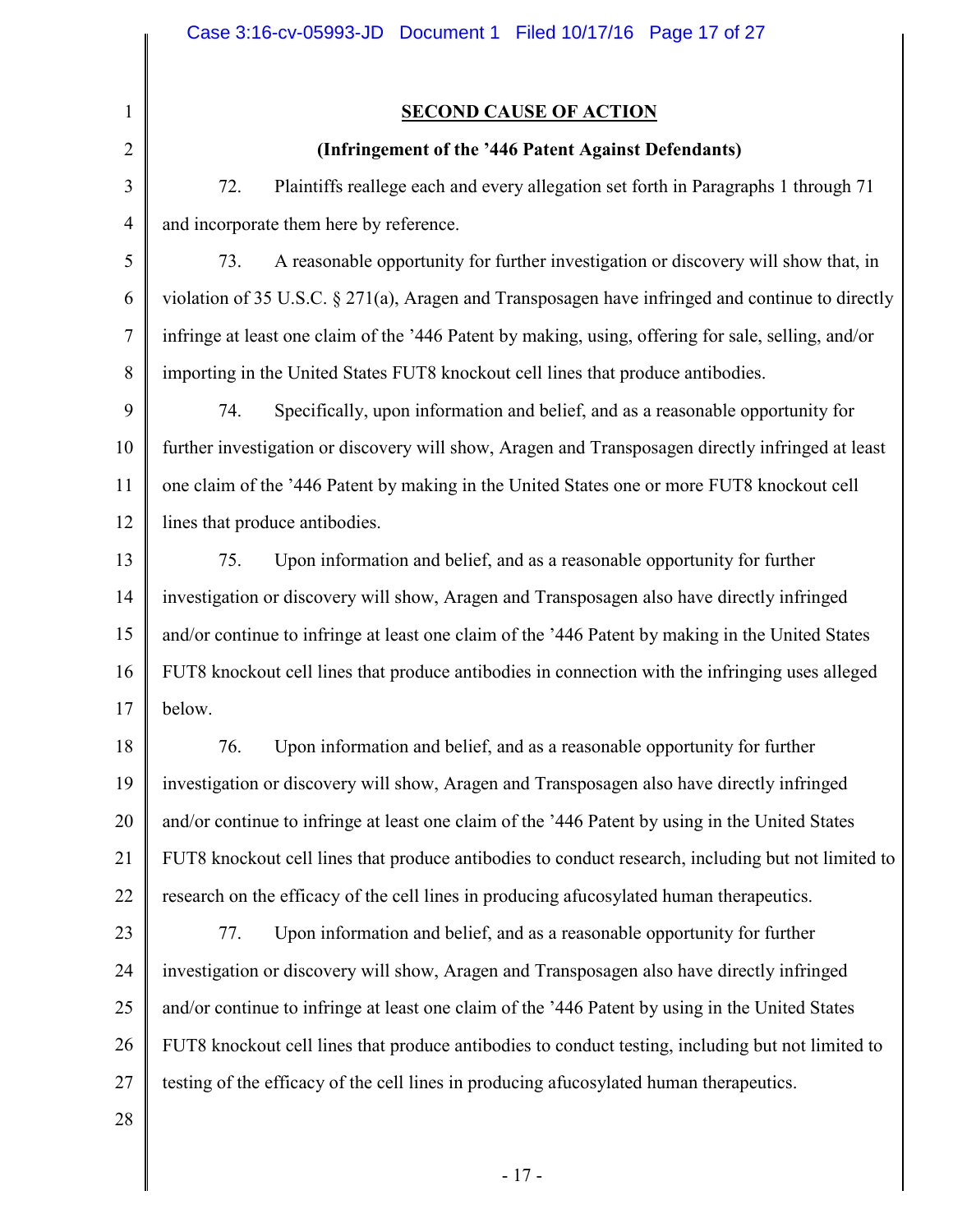**SECOND CAUSE OF ACTION**

**(Infringement of the '446 Patent Against Defendants)**

72. Plaintiffs reallege each and every allegation set forth in Paragraphs 1 through 71 and incorporate them here by reference.

73. A reasonable opportunity for further investigation or discovery will show that, in violation of 35 U.S.C. § 271(a), Aragen and Transposagen have infringed and continue to directly infringe at least one claim of the '446 Patent by making, using, offering for sale, selling, and/or importing in the United States FUT8 knockout cell lines that produce antibodies.

74. Specifically, upon information and belief, and as a reasonable opportunity for further investigation or discovery will show, Aragen and Transposagen directly infringed at least one claim of the '446 Patent by making in the United States one or more FUT8 knockout cell lines that produce antibodies.

75. Upon information and belief, and as a reasonable opportunity for further investigation or discovery will show, Aragen and Transposagen also have directly infringed and/or continue to infringe at least one claim of the '446 Patent by making in the United States FUT8 knockout cell lines that produce antibodies in connection with the infringing uses alleged below.

76. Upon information and belief, and as a reasonable opportunity for further investigation or discovery will show, Aragen and Transposagen also have directly infringed and/or continue to infringe at least one claim of the '446 Patent by using in the United States FUT8 knockout cell lines that produce antibodies to conduct research, including but not limited to research on the efficacy of the cell lines in producing afucosylated human therapeutics.

77. Upon information and belief, and as a reasonable opportunity for further investigation or discovery will show, Aragen and Transposagen also have directly infringed and/or continue to infringe at least one claim of the '446 Patent by using in the United States FUT8 knockout cell lines that produce antibodies to conduct testing, including but not limited to testing of the efficacy of the cell lines in producing afucosylated human therapeutics.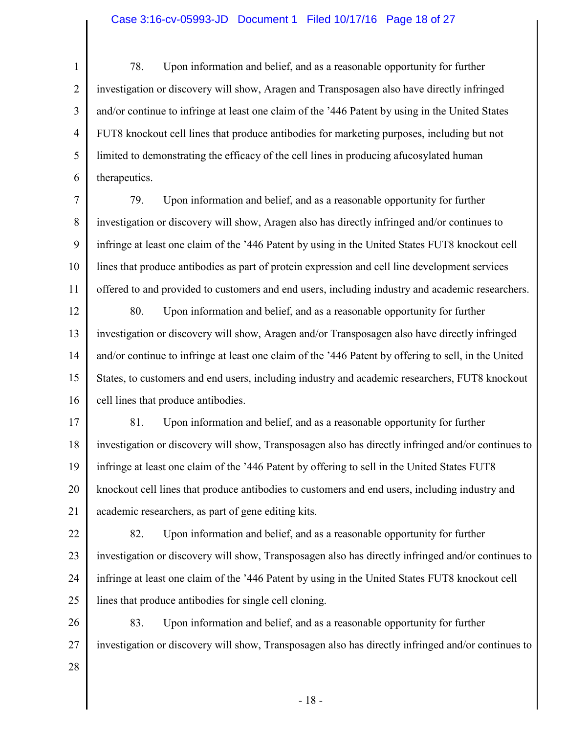78. Upon information and belief, and as a reasonable opportunity for further investigation or discovery will show, Aragen and Transposagen also have directly infringed and/or continue to infringe at least one claim of the ’446 Patent by using in the United States FUT8 knockout cell lines that produce antibodies for marketing purposes, including but not limited to demonstrating the efficacy of the cell lines in producing afucosylated human therapeutics.

79. Upon information and belief, and as a reasonable opportunity for further investigation or discovery will show, Aragen also has directly infringed and/or continues to infringe at least one claim of the ’446 Patent by using in the United States FUT8 knockout cell lines that produce antibodies as part of protein expression and cell line development services offered to and provided to customers and end users, including industry and academic researchers.

80. Upon information and belief, and as a reasonable opportunity for further investigation or discovery will show, Aragen and/or Transposagen also have directly infringed and/or continue to infringe at least one claim of the ’446 Patent by offering to sell, in the United States, to customers and end users, including industry and academic researchers, FUT8 knockout cell lines that produce antibodies.

81. Upon information and belief, and as a reasonable opportunity for further investigation or discovery will show, Transposagen also has directly infringed and/or continues to infringe at least one claim of the ’446 Patent by offering to sell in the United States FUT8 knockout cell lines that produce antibodies to customers and end users, including industry and academic researchers, as part of gene editing kits.

82. Upon information and belief, and as a reasonable opportunity for further investigation or discovery will show, Transposagen also has directly infringed and/or continues to infringe at least one claim of the ’446 Patent by using in the United States FUT8 knockout cell lines that produce antibodies for single cell cloning.

83. Upon information and belief, and as a reasonable opportunity for further investigation or discovery will show, Transposagen also has directly infringed and/or continues to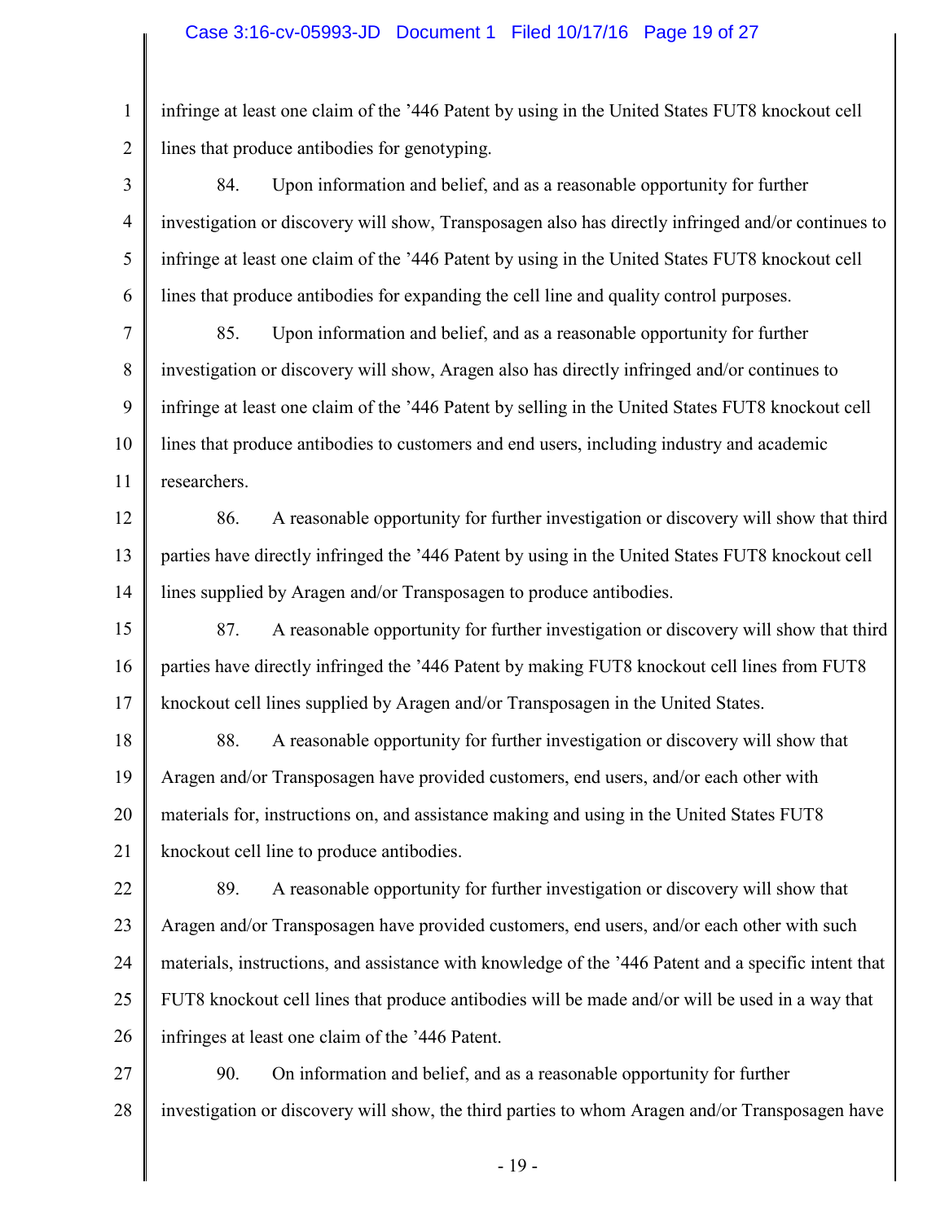infringe at least one claim of the ’446 Patent by using in the United States FUT8 knockout cell lines that produce antibodies for genotyping.

84. Upon information and belief, and as a reasonable opportunity for further investigation or discovery will show, Transposagen also has directly infringed and/or continues to infringe at least one claim of the ’446 Patent by using in the United States FUT8 knockout cell lines that produce antibodies for expanding the cell line and quality control purposes.

85. Upon information and belief, and as a reasonable opportunity for further investigation or discovery will show, Aragen also has directly infringed and/or continues to infringe at least one claim of the ’446 Patent by selling in the United States FUT8 knockout cell lines that produce antibodies to customers and end users, including industry and academic researchers.

86. A reasonable opportunity for further investigation or discovery will show that third parties have directly infringed the ’446 Patent by using in the United States FUT8 knockout cell lines supplied by Aragen and/or Transposagen to produce antibodies.

87. A reasonable opportunity for further investigation or discovery will show that third parties have directly infringed the ’446 Patent by making FUT8 knockout cell lines from FUT8 knockout cell lines supplied by Aragen and/or Transposagen in the United States.

88. A reasonable opportunity for further investigation or discovery will show that Aragen and/or Transposagen have provided customers, end users, and/or each other with materials for, instructions on, and assistance making and using in the United States FUT8 knockout cell line to produce antibodies.

89. A reasonable opportunity for further investigation or discovery will show that Aragen and/or Transposagen have provided customers, end users, and/or each other with such materials, instructions, and assistance with knowledge of the ’446 Patent and a specific intent that FUT8 knockout cell lines that produce antibodies will be made and/or will be used in a way that infringes at least one claim of the ’446 Patent.

90. On information and belief, and as a reasonable opportunity for further investigation or discovery will show, the third parties to whom Aragen and/or Transposagen have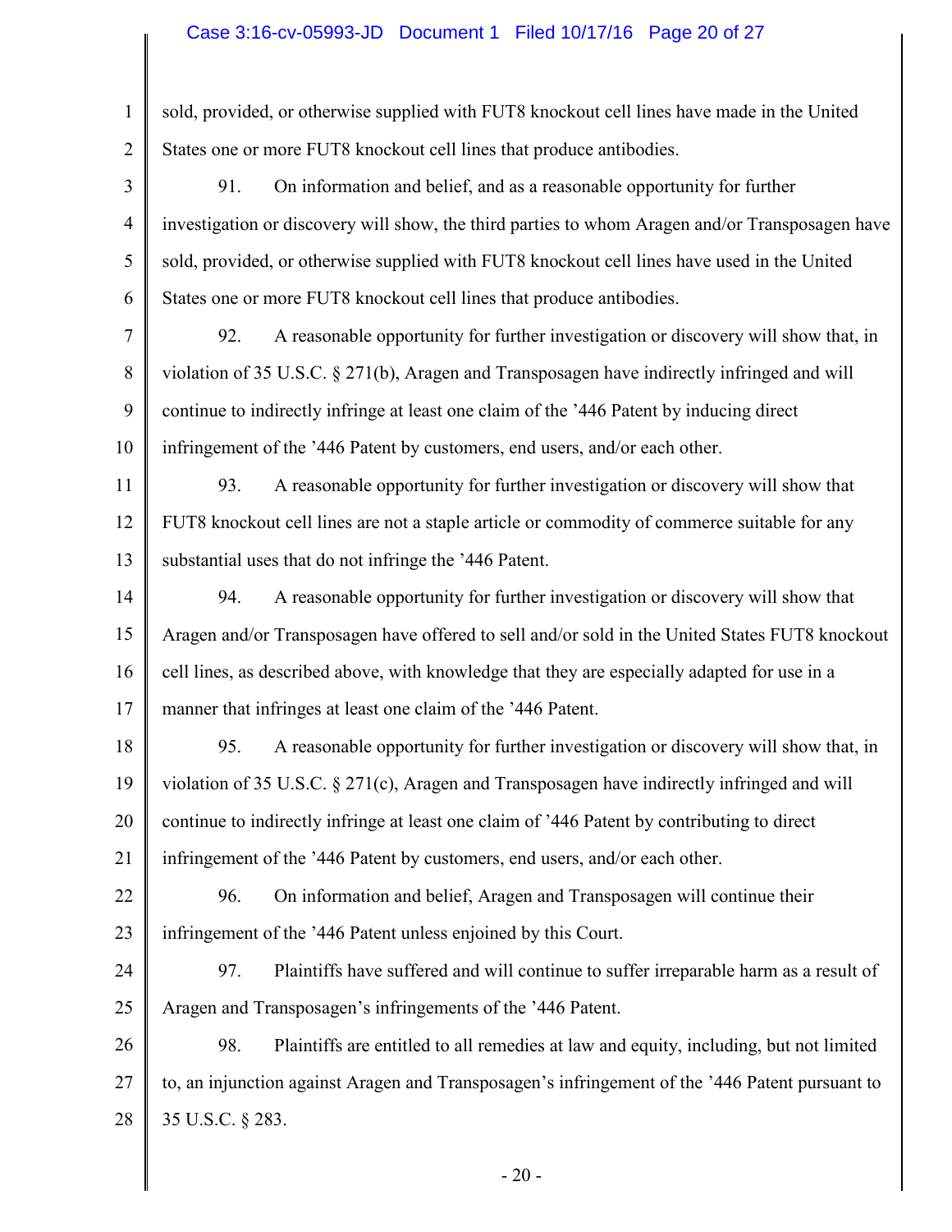sold, provided, or otherwise supplied with FUT8 knockout cell lines have made in the United States one or more FUT8 knockout cell lines that produce antibodies.

91. On information and belief, and as a reasonable opportunity for further investigation or discovery will show, the third parties to whom Aragen and/or Transposagen have sold, provided, or otherwise supplied with FUT8 knockout cell lines have used in the United States one or more FUT8 knockout cell lines that produce antibodies.

92. A reasonable opportunity for further investigation or discovery will show that, in violation of 35 U.S.C. § 271(b), Aragen and Transposagen have indirectly infringed and will continue to indirectly infringe at least one claim of the '446 Patent by inducing direct infringement of the '446 Patent by customers, end users, and/or each other.

93. A reasonable opportunity for further investigation or discovery will show that FUT8 knockout cell lines are not a staple article or commodity of commerce suitable for any substantial uses that do not infringe the '446 Patent.

94. A reasonable opportunity for further investigation or discovery will show that Aragen and/or Transposagen have offered to sell and/or sold in the United States FUT8 knockout cell lines, as described above, with knowledge that they are especially adapted for use in a manner that infringes at least one claim of the '446 Patent.

95. A reasonable opportunity for further investigation or discovery will show that, in violation of 35 U.S.C. § 271(c), Aragen and Transposagen have indirectly infringed and will continue to indirectly infringe at least one claim of '446 Patent by contributing to direct infringement of the '446 Patent by customers, end users, and/or each other.

96. On information and belief, Aragen and Transposagen will continue their infringement of the '446 Patent unless enjoined by this Court.

97. Plaintiffs have suffered and will continue to suffer irreparable harm as a result of Aragen and Transposagen's infringements of the '446 Patent.

98. Plaintiffs are entitled to all remedies at law and equity, including, but not limited to, an injunction against Aragen and Transposagen's infringement of the '446 Patent pursuant to 35 U.S.C. § 283.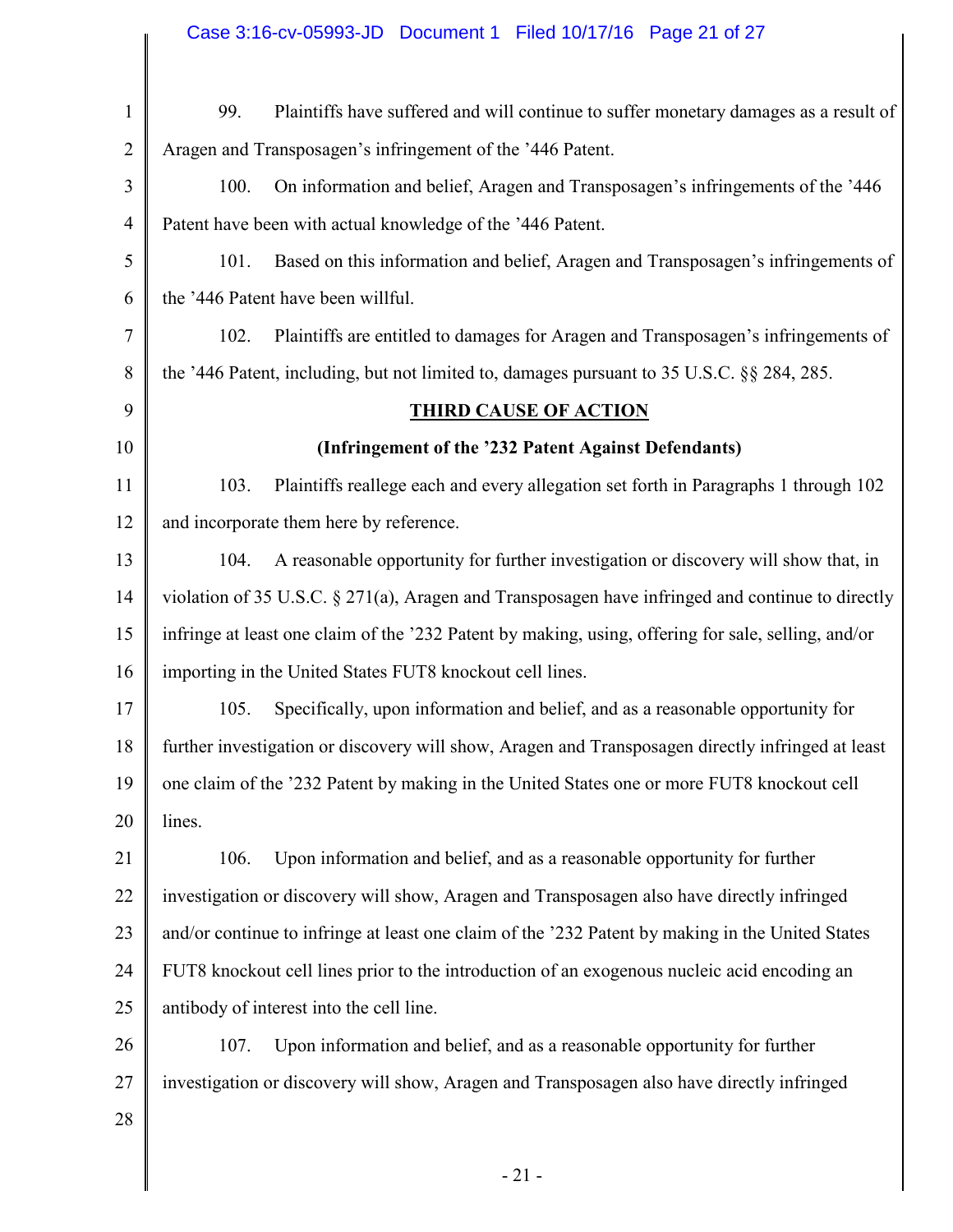99. Plaintiffs have suffered and will continue to suffer monetary damages as a result of Aragen and Transposagen's infringement of the '446 Patent.

100. On information and belief, Aragen and Transposagen's infringements of the '446 Patent have been with actual knowledge of the '446 Patent.

101. Based on this information and belief, Aragen and Transposagen's infringements of the '446 Patent have been willful.

102. Plaintiffs are entitled to damages for Aragen and Transposagen's infringements of the '446 Patent, including, but not limited to, damages pursuant to 35 U.S.C. §§ 284, 285.

**THIRD CAUSE OF ACTION**

**(Infringement of the '232 Patent Against Defendants)**

103. Plaintiffs reallege each and every allegation set forth in Paragraphs 1 through 102 and incorporate them here by reference.

104. A reasonable opportunity for further investigation or discovery will show that, in violation of 35 U.S.C. § 271(a), Aragen and Transposagen have infringed and continue to directly infringe at least one claim of the '232 Patent by making, using, offering for sale, selling, and/or importing in the United States FUT8 knockout cell lines.

105. Specifically, upon information and belief, and as a reasonable opportunity for further investigation or discovery will show, Aragen and Transposagen directly infringed at least one claim of the '232 Patent by making in the United States one or more FUT8 knockout cell lines.

106. Upon information and belief, and as a reasonable opportunity for further investigation or discovery will show, Aragen and Transposagen also have directly infringed and/or continue to infringe at least one claim of the '232 Patent by making in the United States FUT8 knockout cell lines prior to the introduction of an exogenous nucleic acid encoding an antibody of interest into the cell line.

107. Upon information and belief, and as a reasonable opportunity for further investigation or discovery will show, Aragen and Transposagen also have directly infringed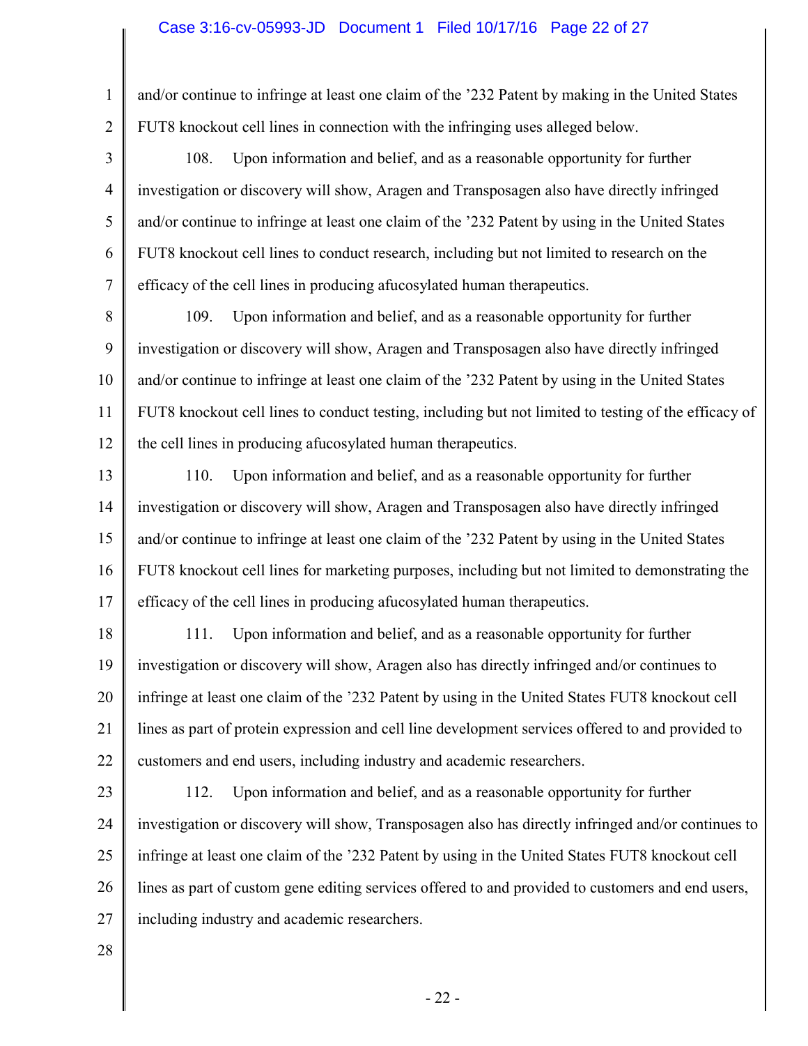and/or continue to infringe at least one claim of the '232 Patent by making in the United States FUT8 knockout cell lines in connection with the infringing uses alleged below.

108. Upon information and belief, and as a reasonable opportunity for further investigation or discovery will show, Aragen and Transposagen also have directly infringed and/or continue to infringe at least one claim of the '232 Patent by using in the United States FUT8 knockout cell lines to conduct research, including but not limited to research on the efficacy of the cell lines in producing afucosylated human therapeutics.

109. Upon information and belief, and as a reasonable opportunity for further investigation or discovery will show, Aragen and Transposagen also have directly infringed and/or continue to infringe at least one claim of the '232 Patent by using in the United States FUT8 knockout cell lines to conduct testing, including but not limited to testing of the efficacy of the cell lines in producing afucosylated human therapeutics.

110. Upon information and belief, and as a reasonable opportunity for further investigation or discovery will show, Aragen and Transposagen also have directly infringed and/or continue to infringe at least one claim of the '232 Patent by using in the United States FUT8 knockout cell lines for marketing purposes, including but not limited to demonstrating the efficacy of the cell lines in producing afucosylated human therapeutics.

111. Upon information and belief, and as a reasonable opportunity for further investigation or discovery will show, Aragen also has directly infringed and/or continues to infringe at least one claim of the '232 Patent by using in the United States FUT8 knockout cell lines as part of protein expression and cell line development services offered to and provided to customers and end users, including industry and academic researchers.

112. Upon information and belief, and as a reasonable opportunity for further investigation or discovery will show, Transposagen also has directly infringed and/or continues to infringe at least one claim of the '232 Patent by using in the United States FUT8 knockout cell lines as part of custom gene editing services offered to and provided to customers and end users, including industry and academic researchers.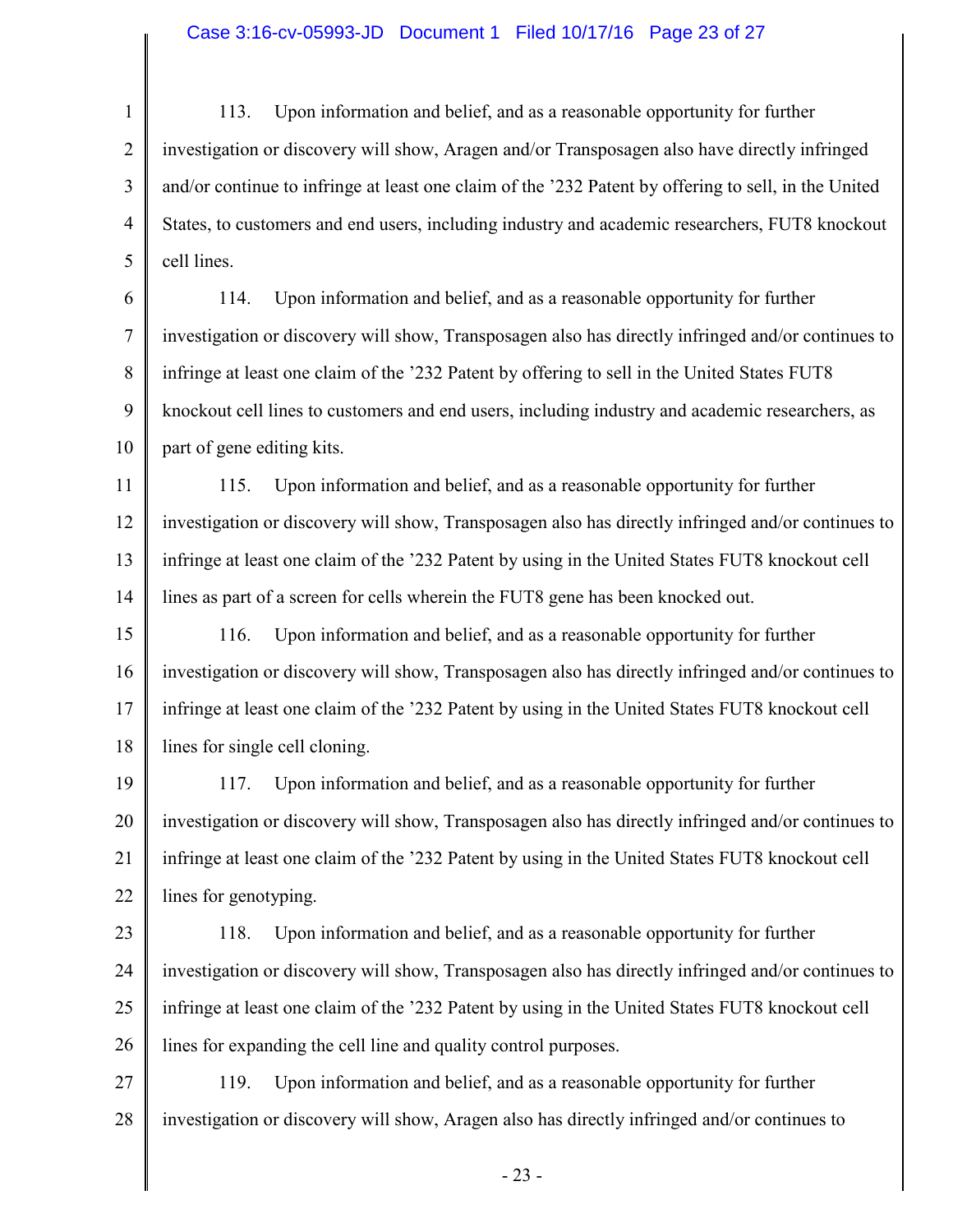113. Upon information and belief, and as a reasonable opportunity for further investigation or discovery will show, Aragen and/or Transposagen also have directly infringed and/or continue to infringe at least one claim of the '232 Patent by offering to sell, in the United States, to customers and end users, including industry and academic researchers, FUT8 knockout cell lines.

114. Upon information and belief, and as a reasonable opportunity for further investigation or discovery will show, Transposagen also has directly infringed and/or continues to infringe at least one claim of the '232 Patent by offering to sell in the United States FUT8 knockout cell lines to customers and end users, including industry and academic researchers, as part of gene editing kits.

115. Upon information and belief, and as a reasonable opportunity for further investigation or discovery will show, Transposagen also has directly infringed and/or continues to infringe at least one claim of the '232 Patent by using in the United States FUT8 knockout cell lines as part of a screen for cells wherein the FUT8 gene has been knocked out.

116. Upon information and belief, and as a reasonable opportunity for further investigation or discovery will show, Transposagen also has directly infringed and/or continues to infringe at least one claim of the '232 Patent by using in the United States FUT8 knockout cell lines for single cell cloning.

117. Upon information and belief, and as a reasonable opportunity for further investigation or discovery will show, Transposagen also has directly infringed and/or continues to infringe at least one claim of the '232 Patent by using in the United States FUT8 knockout cell lines for genotyping.

118. Upon information and belief, and as a reasonable opportunity for further investigation or discovery will show, Transposagen also has directly infringed and/or continues to infringe at least one claim of the '232 Patent by using in the United States FUT8 knockout cell lines for expanding the cell line and quality control purposes.

119. Upon information and belief, and as a reasonable opportunity for further investigation or discovery will show, Aragen also has directly infringed and/or continues to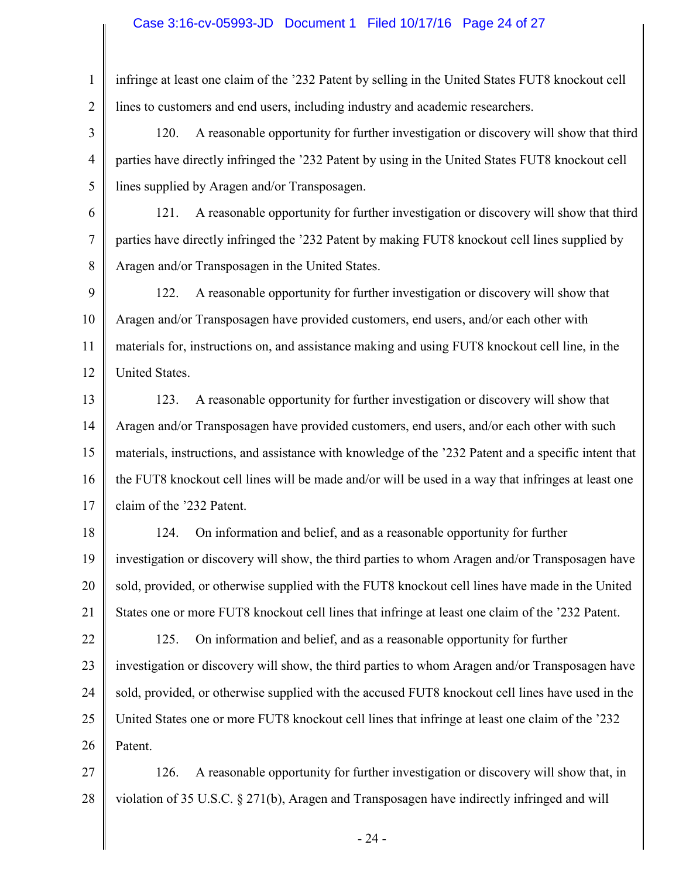infringe at least one claim of the ’232 Patent by selling in the United States FUT8 knockout cell lines to customers and end users, including industry and academic researchers.

120. A reasonable opportunity for further investigation or discovery will show that third parties have directly infringed the ’232 Patent by using in the United States FUT8 knockout cell lines supplied by Aragen and/or Transposagen.

121. A reasonable opportunity for further investigation or discovery will show that third parties have directly infringed the ’232 Patent by making FUT8 knockout cell lines supplied by Aragen and/or Transposagen in the United States.

122. A reasonable opportunity for further investigation or discovery will show that Aragen and/or Transposagen have provided customers, end users, and/or each other with materials for, instructions on, and assistance making and using FUT8 knockout cell line, in the United States.

123. A reasonable opportunity for further investigation or discovery will show that Aragen and/or Transposagen have provided customers, end users, and/or each other with such materials, instructions, and assistance with knowledge of the ’232 Patent and a specific intent that the FUT8 knockout cell lines will be made and/or will be used in a way that infringes at least one claim of the ’232 Patent.

124. On information and belief, and as a reasonable opportunity for further investigation or discovery will show, the third parties to whom Aragen and/or Transposagen have sold, provided, or otherwise supplied with the FUT8 knockout cell lines have made in the United States one or more FUT8 knockout cell lines that infringe at least one claim of the ’232 Patent.

125. On information and belief, and as a reasonable opportunity for further investigation or discovery will show, the third parties to whom Aragen and/or Transposagen have sold, provided, or otherwise supplied with the accused FUT8 knockout cell lines have used in the United States one or more FUT8 knockout cell lines that infringe at least one claim of the ’232 Patent.

126. A reasonable opportunity for further investigation or discovery will show that, in violation of 35 U.S.C. § 271(b), Aragen and Transposagen have indirectly infringed and will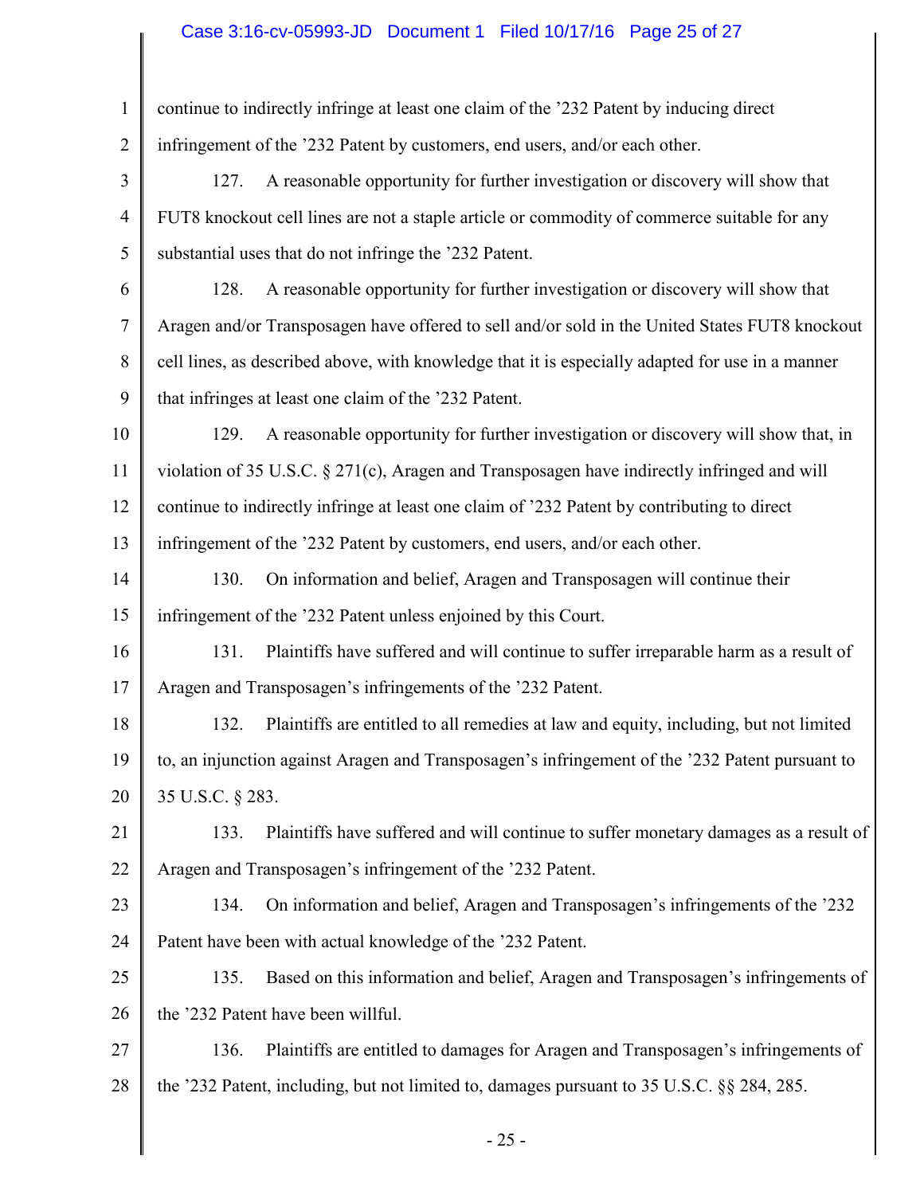continue to indirectly infringe at least one claim of the '232 Patent by inducing direct infringement of the '232 Patent by customers, end users, and/or each other.

127. A reasonable opportunity for further investigation or discovery will show that FUT8 knockout cell lines are not a staple article or commodity of commerce suitable for any substantial uses that do not infringe the '232 Patent.

128. A reasonable opportunity for further investigation or discovery will show that Aragen and/or Transposagen have offered to sell and/or sold in the United States FUT8 knockout cell lines, as described above, with knowledge that it is especially adapted for use in a manner that infringes at least one claim of the '232 Patent.

129. A reasonable opportunity for further investigation or discovery will show that, in violation of 35 U.S.C. § 271(c), Aragen and Transposagen have indirectly infringed and will continue to indirectly infringe at least one claim of '232 Patent by contributing to direct infringement of the '232 Patent by customers, end users, and/or each other.

130. On information and belief, Aragen and Transposagen will continue their infringement of the '232 Patent unless enjoined by this Court.

131. Plaintiffs have suffered and will continue to suffer irreparable harm as a result of Aragen and Transposagen's infringements of the '232 Patent.

132. Plaintiffs are entitled to all remedies at law and equity, including, but not limited to, an injunction against Aragen and Transposagen's infringement of the '232 Patent pursuant to 35 U.S.C. § 283.

133. Plaintiffs have suffered and will continue to suffer monetary damages as a result of Aragen and Transposagen's infringement of the '232 Patent.

134. On information and belief, Aragen and Transposagen's infringements of the '232 Patent have been with actual knowledge of the '232 Patent.

135. Based on this information and belief, Aragen and Transposagen's infringements of the '232 Patent have been willful.

136. Plaintiffs are entitled to damages for Aragen and Transposagen's infringements of the '232 Patent, including, but not limited to, damages pursuant to 35 U.S.C. §§ 284, 285.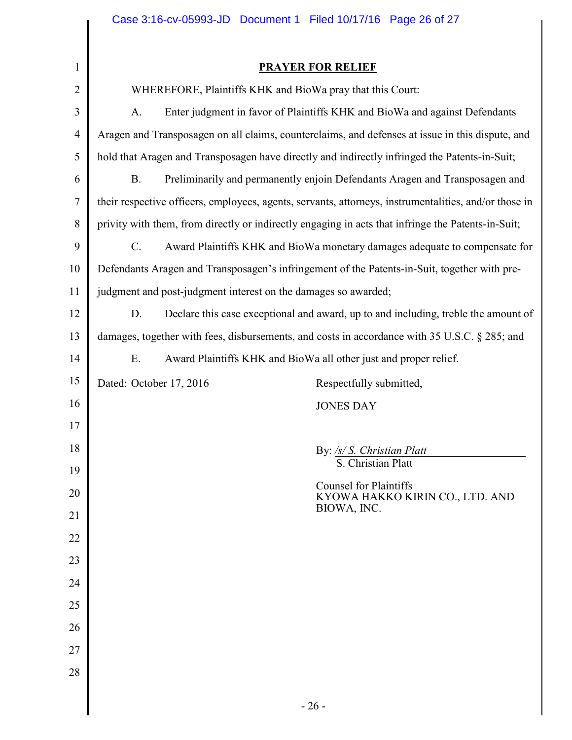## PRAYER FOR RELIEF

WHEREFORE, Plaintiffs KHK and BioWa pray that this Court:

A. Enter judgment in favor of Plaintiffs KHK and BioWa and against Defendants Aragen and Transposagen on all claims, counterclaims, and defenses at issue in this dispute, and hold that Aragen and Transposagen have directly and indirectly infringed the Patents-in-Suit;

B. Preliminarily and permanently enjoin Defendants Aragen and Transposagen and their respective officers, employees, agents, servants, attorneys, instrumentalities, and/or those in privity with them, from directly or indirectly engaging in acts that infringe the Patents-in-Suit;

C. Award Plaintiffs KHK and BioWa monetary damages adequate to compensate for Defendants Aragen and Transposagen's infringement of the Patents-in-Suit, together with pre-judgment and post-judgment interest on the damages so awarded;

D. Declare this case exceptional and award, up to and including, treble the amount of damages, together with fees, disbursements, and costs in accordance with 35 U.S.C. § 285; and

E. Award Plaintiffs KHK and BioWa all other just and proper relief.

Dated: October 17, 2016

Respectfully submitted,

JONES DAY

By: */s/ S. Christian Platt*
S. Christian Platt

Counsel for Plaintiffs
KYOWA HAKKO KIRIN CO., LTD. AND BIOWA, INC.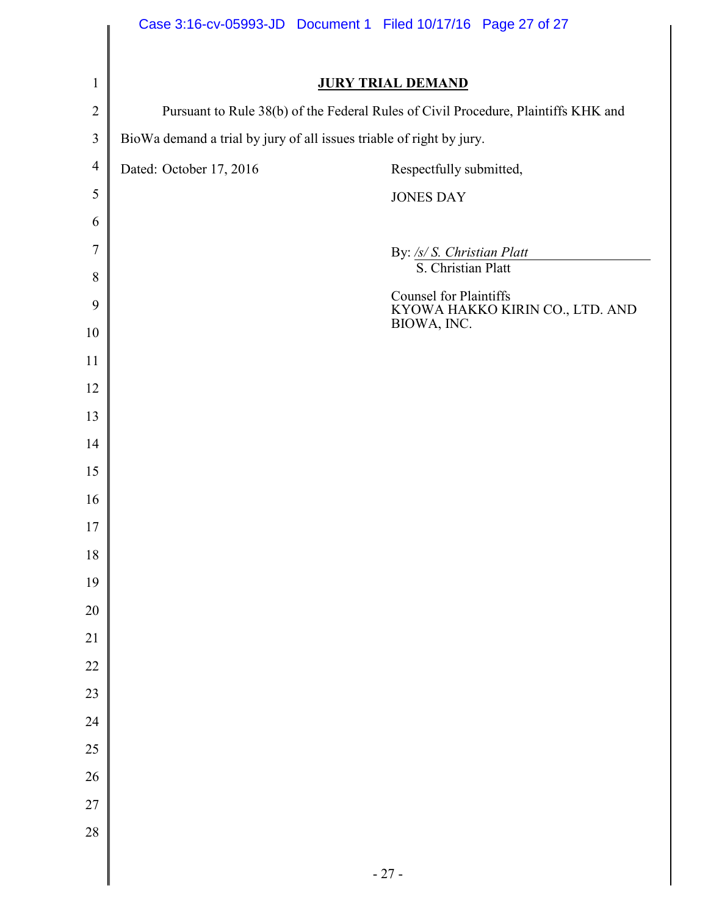## JURY TRIAL DEMAND

Pursuant to Rule 38(b) of the Federal Rules of Civil Procedure, Plaintiffs KHK and BioWa demand a trial by jury of all issues triable of right by jury.

Dated: October 17, 2016

Respectfully submitted,

JONES DAY

By: */s/ S. Christian Platt*
S. Christian Platt

Counsel for Plaintiffs
KYOWA HAKKO KIRIN CO., LTD. AND BIOWA, INC.